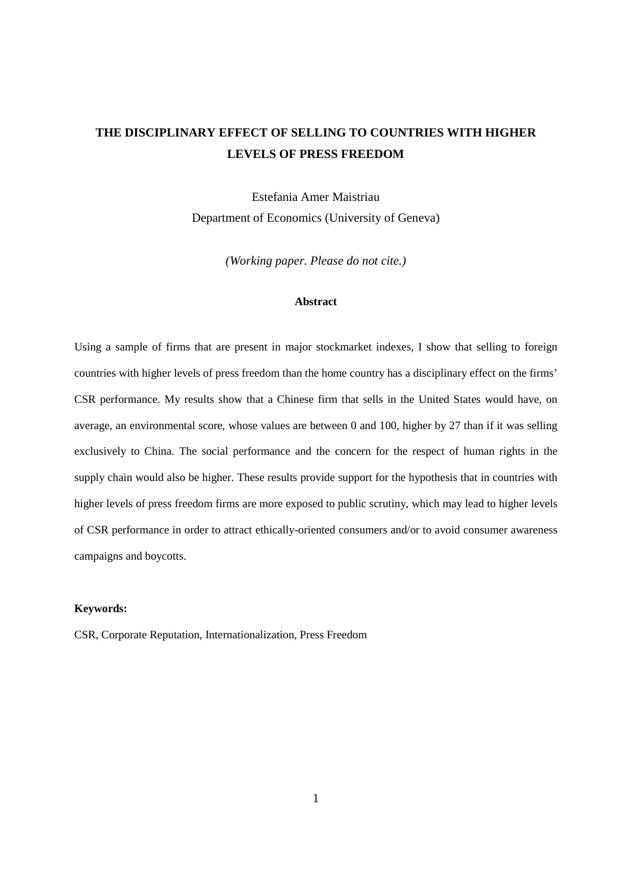# THE DISCIPLINARY EFFECT OF SELLING TO COUNTRIES WITH HIGHER LEVELS OF PRESS FREEDOM

Estefania Amer Maistriau

Department of Economics (University of Geneva)

*(Working paper. Please do not cite.)*

**Abstract**

Using a sample of firms that are present in major stockmarket indexes, I show that selling to foreign countries with higher levels of press freedom than the home country has a disciplinary effect on the firms' CSR performance. My results show that a Chinese firm that sells in the United States would have, on average, an environmental score, whose values are between 0 and 100, higher by 27 than if it was selling exclusively to China. The social performance and the concern for the respect of human rights in the supply chain would also be higher. These results provide support for the hypothesis that in countries with higher levels of press freedom firms are more exposed to public scrutiny, which may lead to higher levels of CSR performance in order to attract ethically-oriented consumers and/or to avoid consumer awareness campaigns and boycotts.

**Keywords:**

CSR, Corporate Reputation, Internationalization, Press Freedom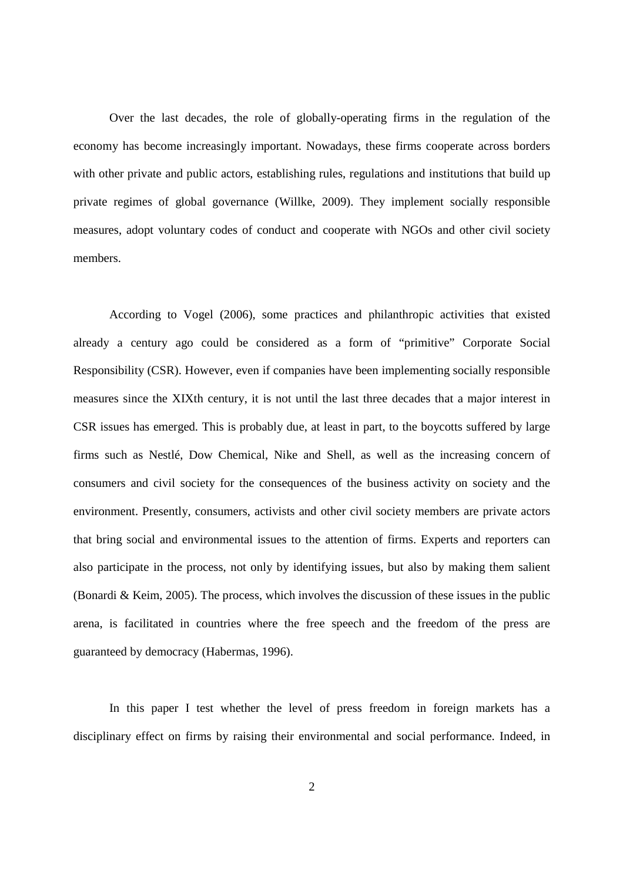Over the last decades, the role of globally-operating firms in the regulation of the economy has become increasingly important. Nowadays, these firms cooperate across borders with other private and public actors, establishing rules, regulations and institutions that build up private regimes of global governance (Willke, 2009). They implement socially responsible measures, adopt voluntary codes of conduct and cooperate with NGOs and other civil society members.

According to Vogel (2006), some practices and philanthropic activities that existed already a century ago could be considered as a form of "primitive" Corporate Social Responsibility (CSR). However, even if companies have been implementing socially responsible measures since the XIXth century, it is not until the last three decades that a major interest in CSR issues has emerged. This is probably due, at least in part, to the boycotts suffered by large firms such as Nestlé, Dow Chemical, Nike and Shell, as well as the increasing concern of consumers and civil society for the consequences of the business activity on society and the environment. Presently, consumers, activists and other civil society members are private actors that bring social and environmental issues to the attention of firms. Experts and reporters can also participate in the process, not only by identifying issues, but also by making them salient (Bonardi & Keim, 2005). The process, which involves the discussion of these issues in the public arena, is facilitated in countries where the free speech and the freedom of the press are guaranteed by democracy (Habermas, 1996).

In this paper I test whether the level of press freedom in foreign markets has a disciplinary effect on firms by raising their environmental and social performance. Indeed, in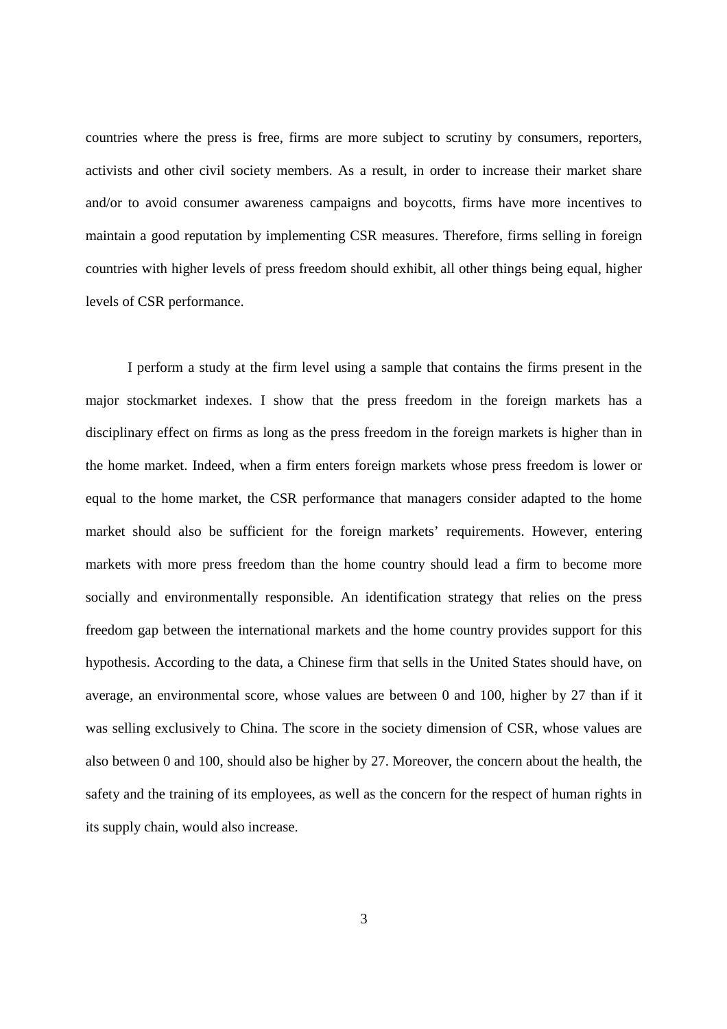countries where the press is free, firms are more subject to scrutiny by consumers, reporters, activists and other civil society members. As a result, in order to increase their market share and/or to avoid consumer awareness campaigns and boycotts, firms have more incentives to maintain a good reputation by implementing CSR measures. Therefore, firms selling in foreign countries with higher levels of press freedom should exhibit, all other things being equal, higher levels of CSR performance.

I perform a study at the firm level using a sample that contains the firms present in the major stockmarket indexes. I show that the press freedom in the foreign markets has a disciplinary effect on firms as long as the press freedom in the foreign markets is higher than in the home market. Indeed, when a firm enters foreign markets whose press freedom is lower or equal to the home market, the CSR performance that managers consider adapted to the home market should also be sufficient for the foreign markets' requirements. However, entering markets with more press freedom than the home country should lead a firm to become more socially and environmentally responsible. An identification strategy that relies on the press freedom gap between the international markets and the home country provides support for this hypothesis. According to the data, a Chinese firm that sells in the United States should have, on average, an environmental score, whose values are between 0 and 100, higher by 27 than if it was selling exclusively to China. The score in the society dimension of CSR, whose values are also between 0 and 100, should also be higher by 27. Moreover, the concern about the health, the safety and the training of its employees, as well as the concern for the respect of human rights in its supply chain, would also increase.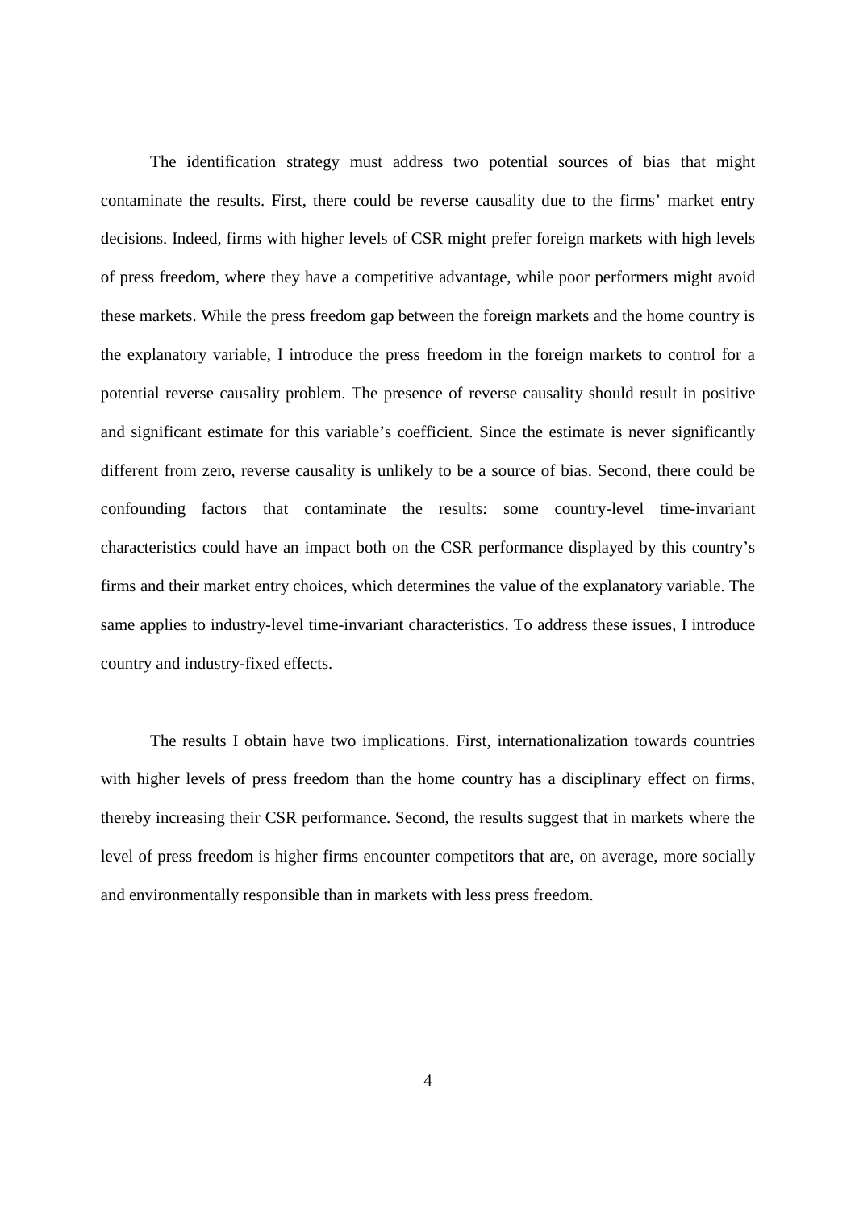The identification strategy must address two potential sources of bias that might contaminate the results. First, there could be reverse causality due to the firms' market entry decisions. Indeed, firms with higher levels of CSR might prefer foreign markets with high levels of press freedom, where they have a competitive advantage, while poor performers might avoid these markets. While the press freedom gap between the foreign markets and the home country is the explanatory variable, I introduce the press freedom in the foreign markets to control for a potential reverse causality problem. The presence of reverse causality should result in positive and significant estimate for this variable's coefficient. Since the estimate is never significantly different from zero, reverse causality is unlikely to be a source of bias. Second, there could be confounding factors that contaminate the results: some country-level time-invariant characteristics could have an impact both on the CSR performance displayed by this country's firms and their market entry choices, which determines the value of the explanatory variable. The same applies to industry-level time-invariant characteristics. To address these issues, I introduce country and industry-fixed effects.

The results I obtain have two implications. First, internationalization towards countries with higher levels of press freedom than the home country has a disciplinary effect on firms, thereby increasing their CSR performance. Second, the results suggest that in markets where the level of press freedom is higher firms encounter competitors that are, on average, more socially and environmentally responsible than in markets with less press freedom.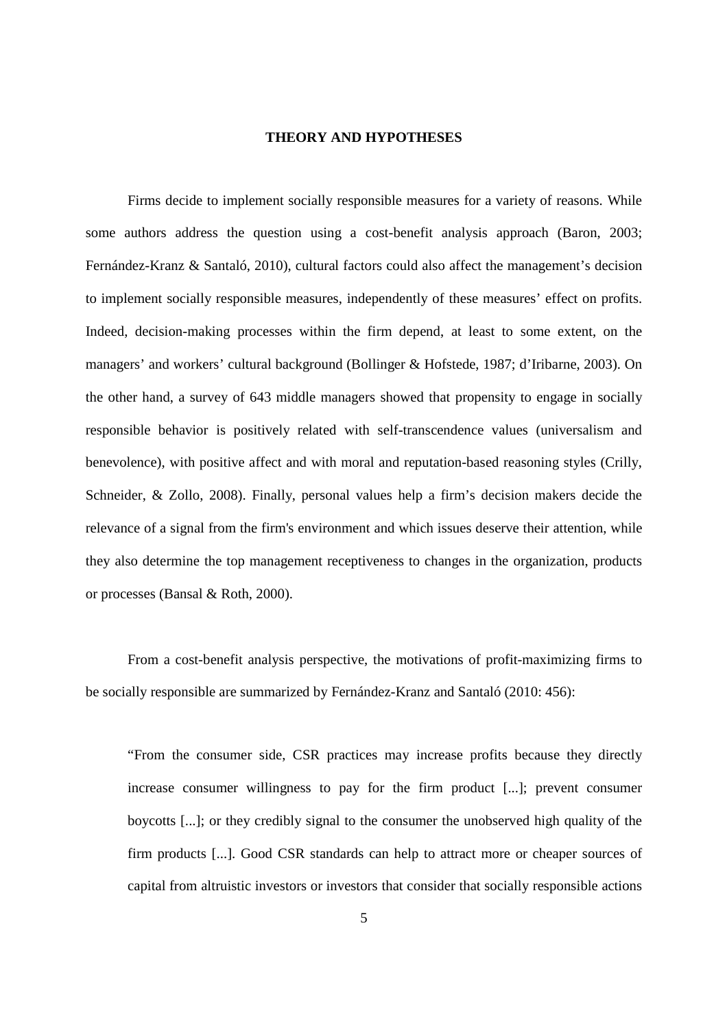## THEORY AND HYPOTHESES

Firms decide to implement socially responsible measures for a variety of reasons. While some authors address the question using a cost-benefit analysis approach (Baron, 2003; Fernández-Kranz & Santaló, 2010), cultural factors could also affect the management's decision to implement socially responsible measures, independently of these measures' effect on profits. Indeed, decision-making processes within the firm depend, at least to some extent, on the managers' and workers' cultural background (Bollinger & Hofstede, 1987; d'Iribarne, 2003). On the other hand, a survey of 643 middle managers showed that propensity to engage in socially responsible behavior is positively related with self-transcendence values (universalism and benevolence), with positive affect and with moral and reputation-based reasoning styles (Crilly, Schneider, & Zollo, 2008). Finally, personal values help a firm's decision makers decide the relevance of a signal from the firm's environment and which issues deserve their attention, while they also determine the top management receptiveness to changes in the organization, products or processes (Bansal & Roth, 2000).

From a cost-benefit analysis perspective, the motivations of profit-maximizing firms to be socially responsible are summarized by Fernández-Kranz and Santaló (2010: 456):

> "From the consumer side, CSR practices may increase profits because they directly increase consumer willingness to pay for the firm product [...]; prevent consumer boycotts [...]; or they credibly signal to the consumer the unobserved high quality of the firm products [...]. Good CSR standards can help to attract more or cheaper sources of capital from altruistic investors or investors that consider that socially responsible actions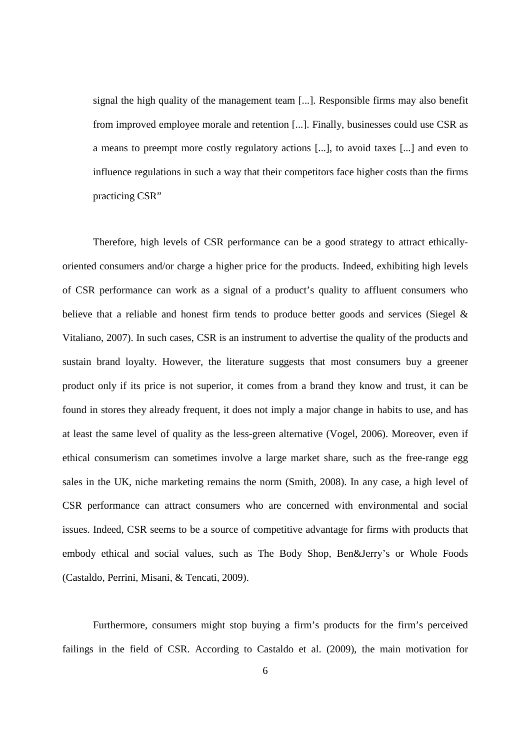signal the high quality of the management team [...]. Responsible firms may also benefit from improved employee morale and retention [...]. Finally, businesses could use CSR as a means to preempt more costly regulatory actions [...], to avoid taxes [...] and even to influence regulations in such a way that their competitors face higher costs than the firms practicing CSR"

Therefore, high levels of CSR performance can be a good strategy to attract ethically-oriented consumers and/or charge a higher price for the products. Indeed, exhibiting high levels of CSR performance can work as a signal of a product's quality to affluent consumers who believe that a reliable and honest firm tends to produce better goods and services (Siegel & Vitaliano, 2007). In such cases, CSR is an instrument to advertise the quality of the products and sustain brand loyalty. However, the literature suggests that most consumers buy a greener product only if its price is not superior, it comes from a brand they know and trust, it can be found in stores they already frequent, it does not imply a major change in habits to use, and has at least the same level of quality as the less-green alternative (Vogel, 2006). Moreover, even if ethical consumerism can sometimes involve a large market share, such as the free-range egg sales in the UK, niche marketing remains the norm (Smith, 2008). In any case, a high level of CSR performance can attract consumers who are concerned with environmental and social issues. Indeed, CSR seems to be a source of competitive advantage for firms with products that embody ethical and social values, such as The Body Shop, Ben&Jerry's or Whole Foods (Castaldo, Perrini, Misani, & Tencati, 2009).

Furthermore, consumers might stop buying a firm's products for the firm's perceived failings in the field of CSR. According to Castaldo et al. (2009), the main motivation for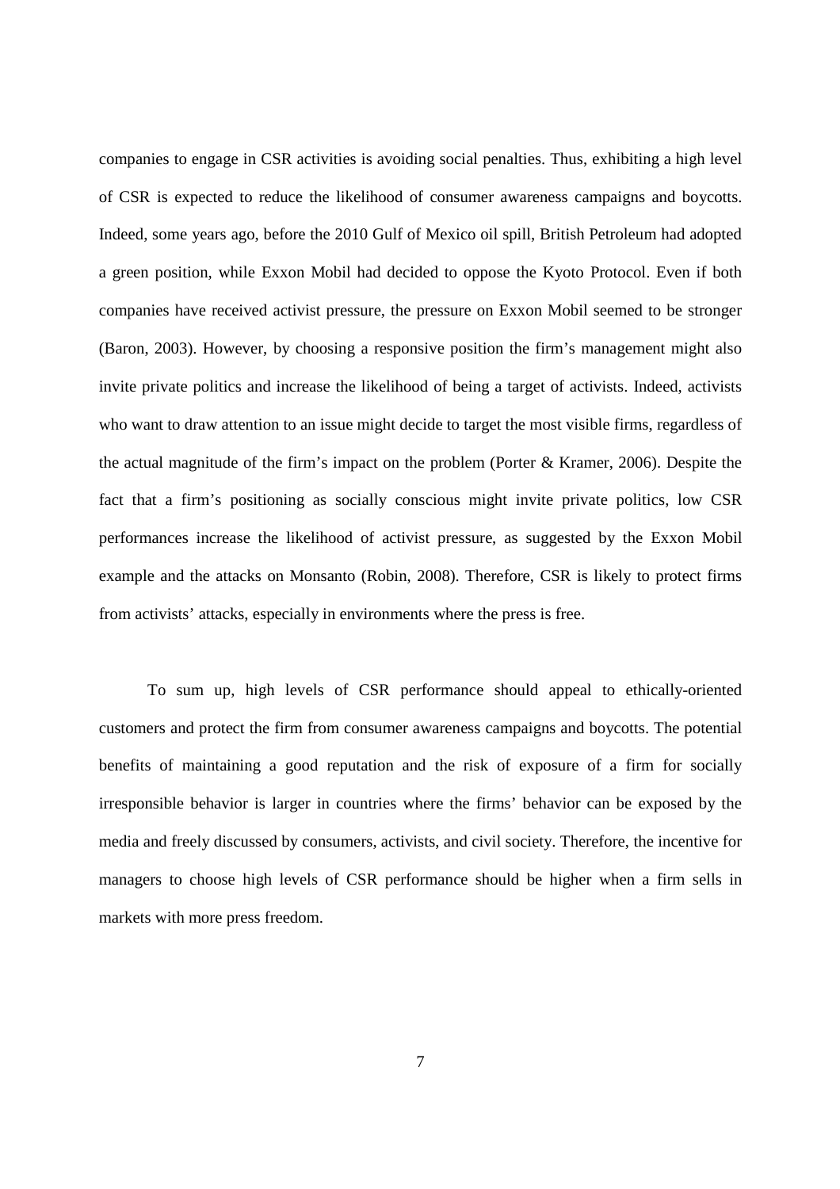companies to engage in CSR activities is avoiding social penalties. Thus, exhibiting a high level of CSR is expected to reduce the likelihood of consumer awareness campaigns and boycotts. Indeed, some years ago, before the 2010 Gulf of Mexico oil spill, British Petroleum had adopted a green position, while Exxon Mobil had decided to oppose the Kyoto Protocol. Even if both companies have received activist pressure, the pressure on Exxon Mobil seemed to be stronger (Baron, 2003). However, by choosing a responsive position the firm's management might also invite private politics and increase the likelihood of being a target of activists. Indeed, activists who want to draw attention to an issue might decide to target the most visible firms, regardless of the actual magnitude of the firm's impact on the problem (Porter & Kramer, 2006). Despite the fact that a firm's positioning as socially conscious might invite private politics, low CSR performances increase the likelihood of activist pressure, as suggested by the Exxon Mobil example and the attacks on Monsanto (Robin, 2008). Therefore, CSR is likely to protect firms from activists' attacks, especially in environments where the press is free.

To sum up, high levels of CSR performance should appeal to ethically-oriented customers and protect the firm from consumer awareness campaigns and boycotts. The potential benefits of maintaining a good reputation and the risk of exposure of a firm for socially irresponsible behavior is larger in countries where the firms' behavior can be exposed by the media and freely discussed by consumers, activists, and civil society. Therefore, the incentive for managers to choose high levels of CSR performance should be higher when a firm sells in markets with more press freedom.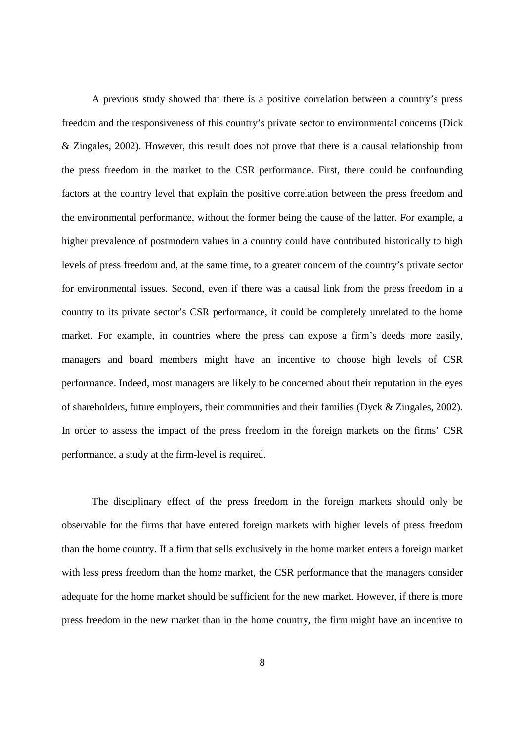A previous study showed that there is a positive correlation between a country's press freedom and the responsiveness of this country's private sector to environmental concerns (Dick & Zingales, 2002). However, this result does not prove that there is a causal relationship from the press freedom in the market to the CSR performance. First, there could be confounding factors at the country level that explain the positive correlation between the press freedom and the environmental performance, without the former being the cause of the latter. For example, a higher prevalence of postmodern values in a country could have contributed historically to high levels of press freedom and, at the same time, to a greater concern of the country's private sector for environmental issues. Second, even if there was a causal link from the press freedom in a country to its private sector's CSR performance, it could be completely unrelated to the home market. For example, in countries where the press can expose a firm's deeds more easily, managers and board members might have an incentive to choose high levels of CSR performance. Indeed, most managers are likely to be concerned about their reputation in the eyes of shareholders, future employers, their communities and their families (Dyck & Zingales, 2002). In order to assess the impact of the press freedom in the foreign markets on the firms' CSR performance, a study at the firm-level is required.

The disciplinary effect of the press freedom in the foreign markets should only be observable for the firms that have entered foreign markets with higher levels of press freedom than the home country. If a firm that sells exclusively in the home market enters a foreign market with less press freedom than the home market, the CSR performance that the managers consider adequate for the home market should be sufficient for the new market. However, if there is more press freedom in the new market than in the home country, the firm might have an incentive to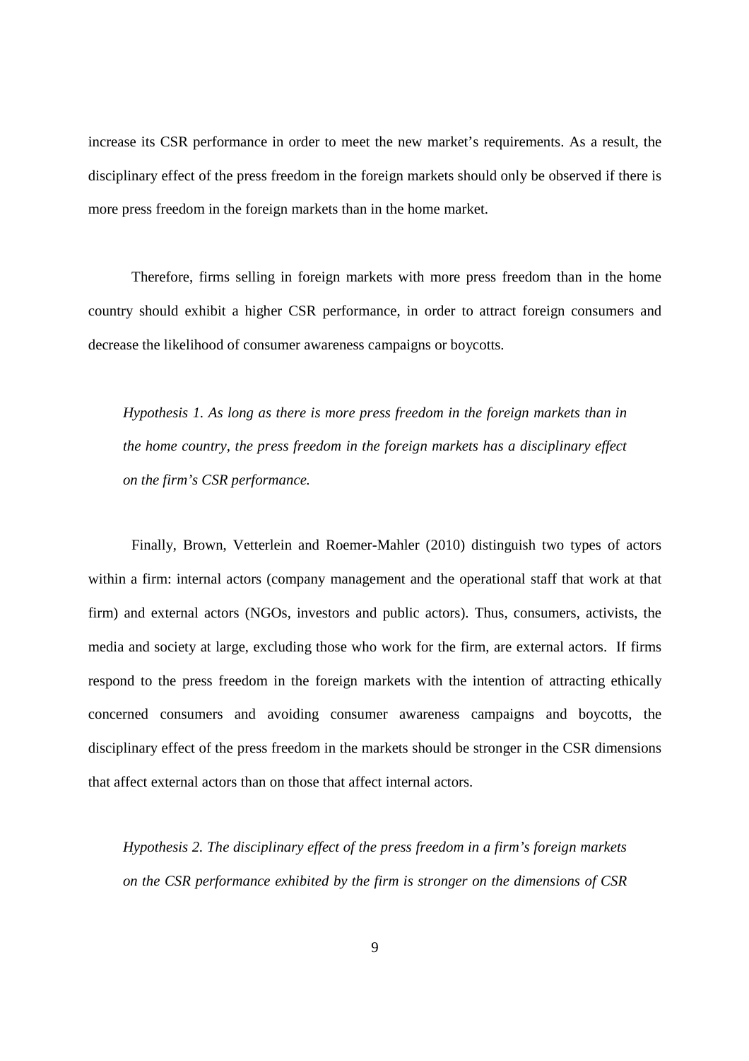increase its CSR performance in order to meet the new market's requirements. As a result, the disciplinary effect of the press freedom in the foreign markets should only be observed if there is more press freedom in the foreign markets than in the home market.

Therefore, firms selling in foreign markets with more press freedom than in the home country should exhibit a higher CSR performance, in order to attract foreign consumers and decrease the likelihood of consumer awareness campaigns or boycotts.

*Hypothesis 1. As long as there is more press freedom in the foreign markets than in the home country, the press freedom in the foreign markets has a disciplinary effect on the firm's CSR performance.*

Finally, Brown, Vetterlein and Roemer-Mahler (2010) distinguish two types of actors within a firm: internal actors (company management and the operational staff that work at that firm) and external actors (NGOs, investors and public actors). Thus, consumers, activists, the media and society at large, excluding those who work for the firm, are external actors. If firms respond to the press freedom in the foreign markets with the intention of attracting ethically concerned consumers and avoiding consumer awareness campaigns and boycotts, the disciplinary effect of the press freedom in the markets should be stronger in the CSR dimensions that affect external actors than on those that affect internal actors.

*Hypothesis 2. The disciplinary effect of the press freedom in a firm's foreign markets on the CSR performance exhibited by the firm is stronger on the dimensions of CSR*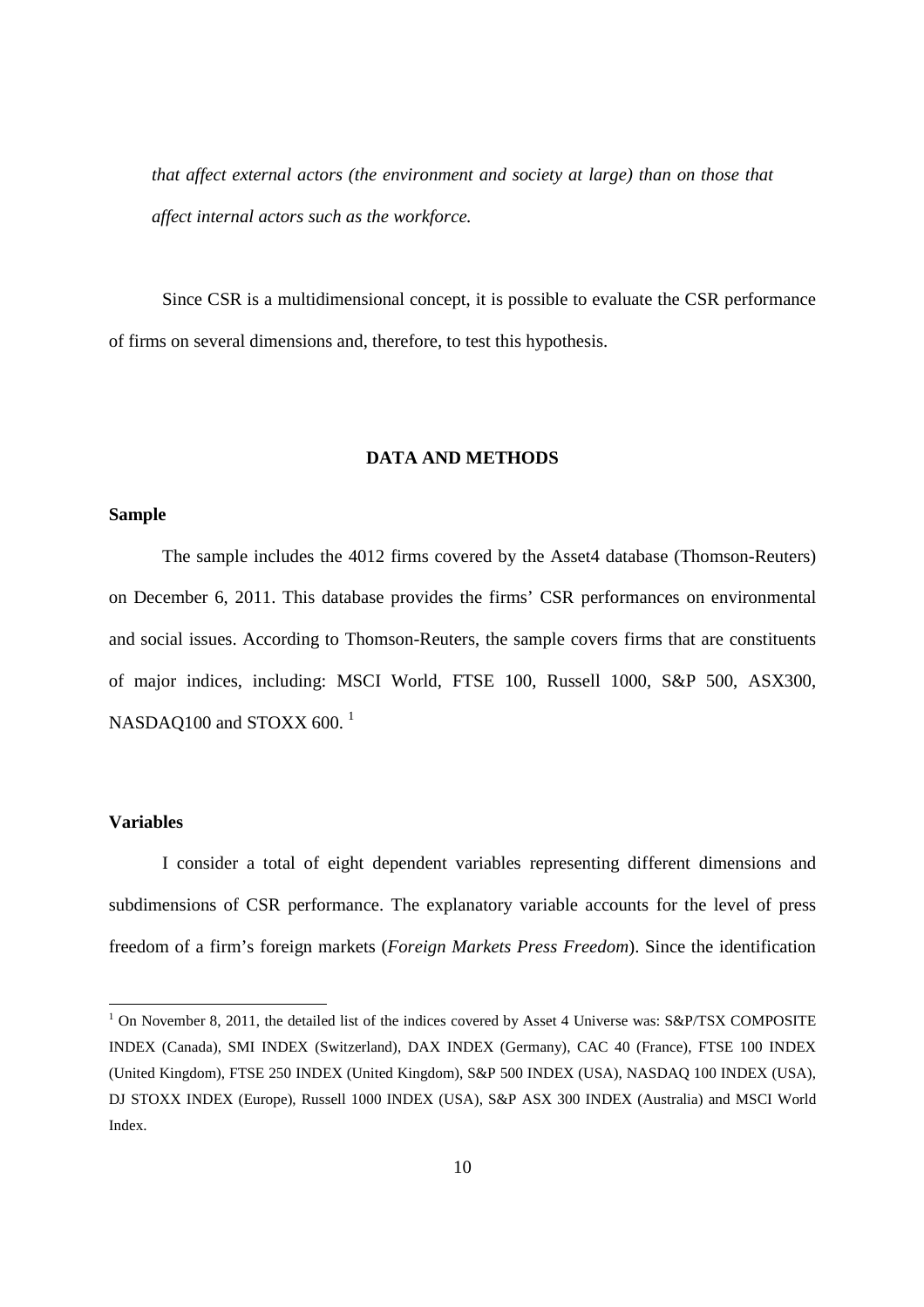*that affect external actors (the environment and society at large) than on those that affect internal actors such as the workforce.*

Since CSR is a multidimensional concept, it is possible to evaluate the CSR performance of firms on several dimensions and, therefore, to test this hypothesis.

## DATA AND METHODS

### Sample

The sample includes the 4012 firms covered by the Asset4 database (Thomson-Reuters) on December 6, 2011. This database provides the firms' CSR performances on environmental and social issues. According to Thomson-Reuters, the sample covers firms that are constituents of major indices, including: MSCI World, FTSE 100, Russell 1000, S&P 500, ASX300, NASDAQ100 and STOXX 600. [1]

### Variables

I consider a total of eight dependent variables representing different dimensions and subdimensions of CSR performance. The explanatory variable accounts for the level of press freedom of a firm's foreign markets (*Foreign Markets Press Freedom*). Since the identification

---

[1] On November 8, 2011, the detailed list of the indices covered by Asset 4 Universe was: S&P/TSX COMPOSITE INDEX (Canada), SMI INDEX (Switzerland), DAX INDEX (Germany), CAC 40 (France), FTSE 100 INDEX (United Kingdom), FTSE 250 INDEX (United Kingdom), S&P 500 INDEX (USA), NASDAQ 100 INDEX (USA), DJ STOXX INDEX (Europe), Russell 1000 INDEX (USA), S&P ASX 300 INDEX (Australia) and MSCI World Index.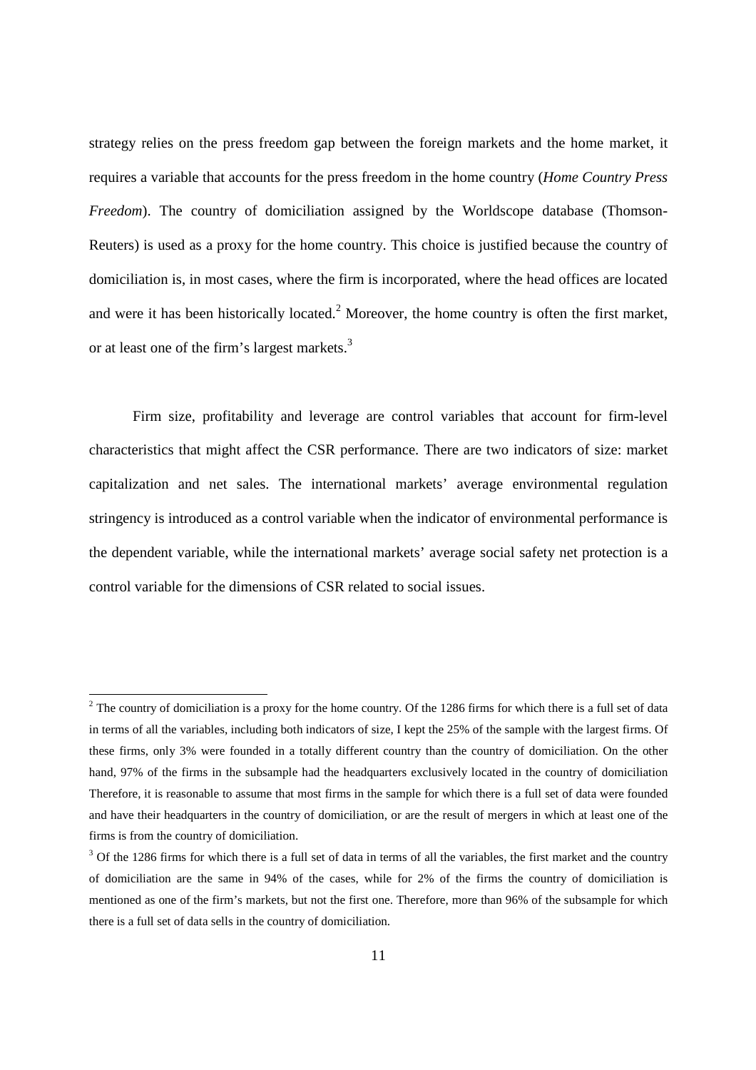strategy relies on the press freedom gap between the foreign markets and the home market, it requires a variable that accounts for the press freedom in the home country (*Home Country Press Freedom*). The country of domiciliation assigned by the Worldscope database (Thomson-Reuters) is used as a proxy for the home country. This choice is justified because the country of domiciliation is, in most cases, where the firm is incorporated, where the head offices are located and were it has been historically located.[2] Moreover, the home country is often the first market, or at least one of the firm's largest markets.[3]

Firm size, profitability and leverage are control variables that account for firm-level characteristics that might affect the CSR performance. There are two indicators of size: market capitalization and net sales. The international markets' average environmental regulation stringency is introduced as a control variable when the indicator of environmental performance is the dependent variable, while the international markets' average social safety net protection is a control variable for the dimensions of CSR related to social issues.

---

[2] The country of domiciliation is a proxy for the home country. Of the 1286 firms for which there is a full set of data in terms of all the variables, including both indicators of size, I kept the 25% of the sample with the largest firms. Of these firms, only 3% were founded in a totally different country than the country of domiciliation. On the other hand, 97% of the firms in the subsample had the headquarters exclusively located in the country of domiciliation Therefore, it is reasonable to assume that most firms in the sample for which there is a full set of data were founded and have their headquarters in the country of domiciliation, or are the result of mergers in which at least one of the firms is from the country of domiciliation.

[3] Of the 1286 firms for which there is a full set of data in terms of all the variables, the first market and the country of domiciliation are the same in 94% of the cases, while for 2% of the firms the country of domiciliation is mentioned as one of the firm's markets, but not the first one. Therefore, more than 96% of the subsample for which there is a full set of data sells in the country of domiciliation.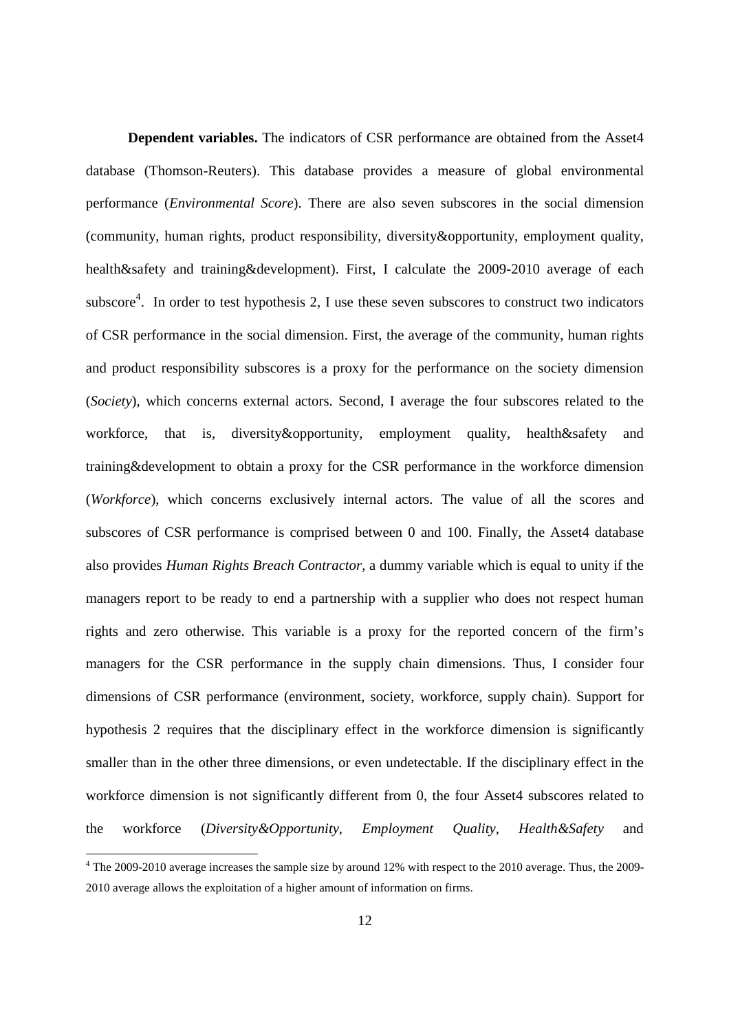**Dependent variables.** The indicators of CSR performance are obtained from the Asset4 database (Thomson-Reuters). This database provides a measure of global environmental performance (*Environmental Score*). There are also seven subscores in the social dimension (community, human rights, product responsibility, diversity&opportunity, employment quality, health&safety and training&development). First, I calculate the 2009-2010 average of each subscore[4]. In order to test hypothesis 2, I use these seven subscores to construct two indicators of CSR performance in the social dimension. First, the average of the community, human rights and product responsibility subscores is a proxy for the performance on the society dimension (*Society*), which concerns external actors. Second, I average the four subscores related to the workforce, that is, diversity&opportunity, employment quality, health&safety and training&development to obtain a proxy for the CSR performance in the workforce dimension (*Workforce*), which concerns exclusively internal actors. The value of all the scores and subscores of CSR performance is comprised between 0 and 100. Finally, the Asset4 database also provides *Human Rights Breach Contractor*, a dummy variable which is equal to unity if the managers report to be ready to end a partnership with a supplier who does not respect human rights and zero otherwise. This variable is a proxy for the reported concern of the firm's managers for the CSR performance in the supply chain dimensions. Thus, I consider four dimensions of CSR performance (environment, society, workforce, supply chain). Support for hypothesis 2 requires that the disciplinary effect in the workforce dimension is significantly smaller than in the other three dimensions, or even undetectable. If the disciplinary effect in the workforce dimension is not significantly different from 0, the four Asset4 subscores related to the workforce (*Diversity&Opportunity*, *Employment Quality*, *Health&Safety* and

[4] The 2009-2010 average increases the sample size by around 12% with respect to the 2010 average. Thus, the 2009-2010 average allows the exploitation of a higher amount of information on firms.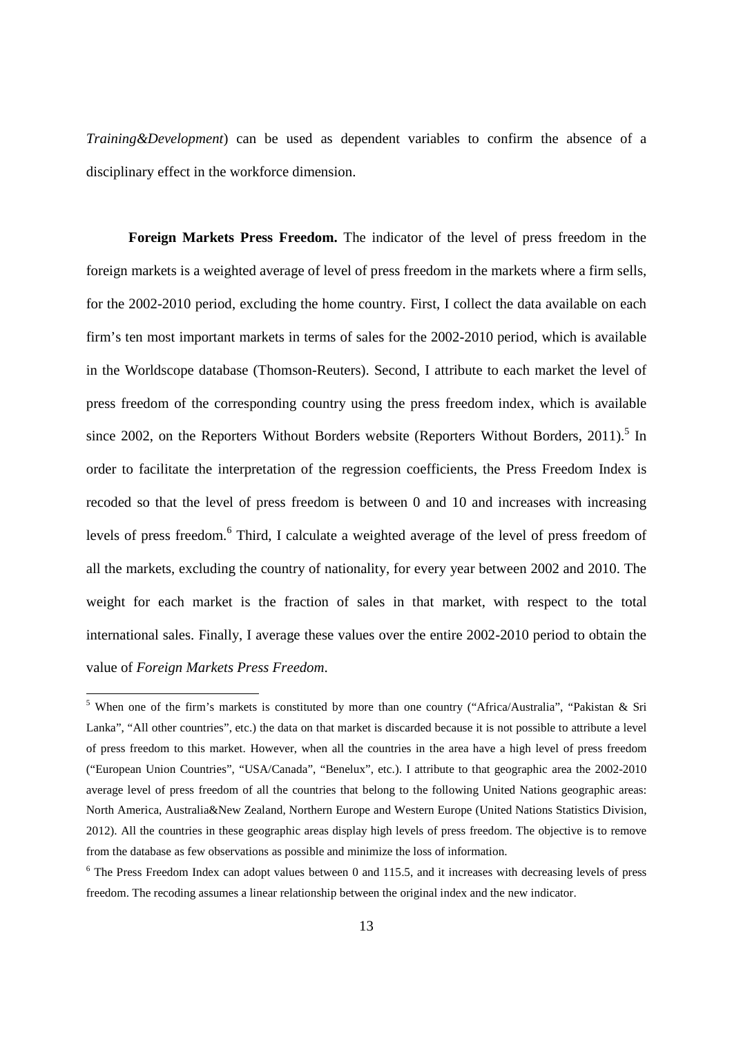*Training&Development*) can be used as dependent variables to confirm the absence of a disciplinary effect in the workforce dimension.

**Foreign Markets Press Freedom.** The indicator of the level of press freedom in the foreign markets is a weighted average of level of press freedom in the markets where a firm sells, for the 2002-2010 period, excluding the home country. First, I collect the data available on each firm's ten most important markets in terms of sales for the 2002-2010 period, which is available in the Worldscope database (Thomson-Reuters). Second, I attribute to each market the level of press freedom of the corresponding country using the press freedom index, which is available since 2002, on the Reporters Without Borders website (Reporters Without Borders, 2011).[5] In order to facilitate the interpretation of the regression coefficients, the Press Freedom Index is recoded so that the level of press freedom is between 0 and 10 and increases with increasing levels of press freedom.[6] Third, I calculate a weighted average of the level of press freedom of all the markets, excluding the country of nationality, for every year between 2002 and 2010. The weight for each market is the fraction of sales in that market, with respect to the total international sales. Finally, I average these values over the entire 2002-2010 period to obtain the value of *Foreign Markets Press Freedom*.

[5] When one of the firm's markets is constituted by more than one country ("Africa/Australia", "Pakistan & Sri Lanka", "All other countries", etc.) the data on that market is discarded because it is not possible to attribute a level of press freedom to this market. However, when all the countries in the area have a high level of press freedom ("European Union Countries", "USA/Canada", "Benelux", etc.). I attribute to that geographic area the 2002-2010 average level of press freedom of all the countries that belong to the following United Nations geographic areas: North America, Australia&New Zealand, Northern Europe and Western Europe (United Nations Statistics Division, 2012). All the countries in these geographic areas display high levels of press freedom. The objective is to remove from the database as few observations as possible and minimize the loss of information.

[6] The Press Freedom Index can adopt values between 0 and 115.5, and it increases with decreasing levels of press freedom. The recoding assumes a linear relationship between the original index and the new indicator.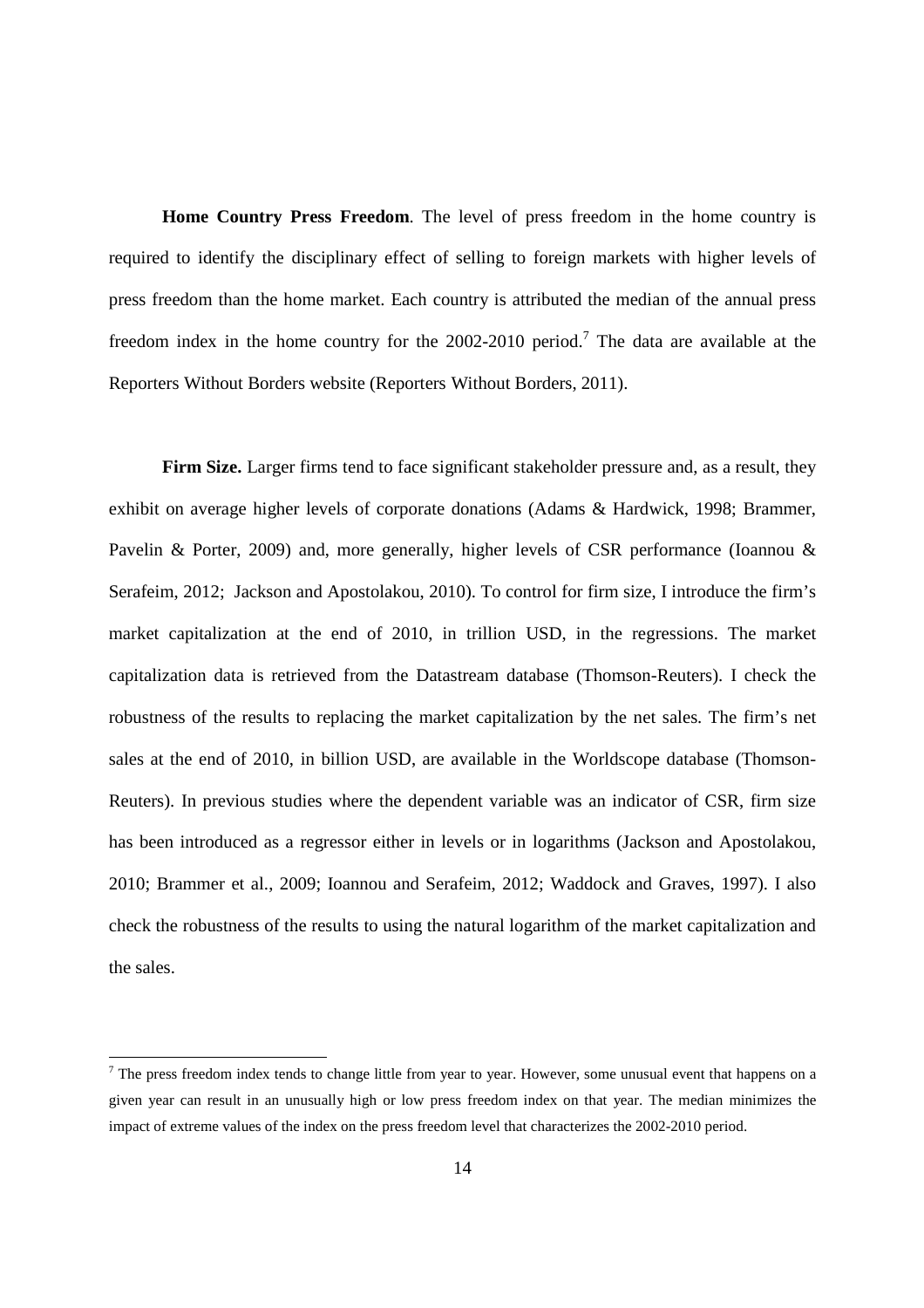**Home Country Press Freedom**. The level of press freedom in the home country is required to identify the disciplinary effect of selling to foreign markets with higher levels of press freedom than the home market. Each country is attributed the median of the annual press freedom index in the home country for the 2002-2010 period.[7] The data are available at the Reporters Without Borders website (Reporters Without Borders, 2011).

**Firm Size.** Larger firms tend to face significant stakeholder pressure and, as a result, they exhibit on average higher levels of corporate donations (Adams & Hardwick, 1998; Brammer, Pavelin & Porter, 2009) and, more generally, higher levels of CSR performance (Ioannou & Serafeim, 2012; Jackson and Apostolakou, 2010). To control for firm size, I introduce the firm's market capitalization at the end of 2010, in trillion USD, in the regressions. The market capitalization data is retrieved from the Datastream database (Thomson-Reuters). I check the robustness of the results to replacing the market capitalization by the net sales. The firm's net sales at the end of 2010, in billion USD, are available in the Worldscope database (Thomson-Reuters). In previous studies where the dependent variable was an indicator of CSR, firm size has been introduced as a regressor either in levels or in logarithms (Jackson and Apostolakou, 2010; Brammer et al., 2009; Ioannou and Serafeim, 2012; Waddock and Graves, 1997). I also check the robustness of the results to using the natural logarithm of the market capitalization and the sales.

[7] The press freedom index tends to change little from year to year. However, some unusual event that happens on a given year can result in an unusually high or low press freedom index on that year. The median minimizes the impact of extreme values of the index on the press freedom level that characterizes the 2002-2010 period.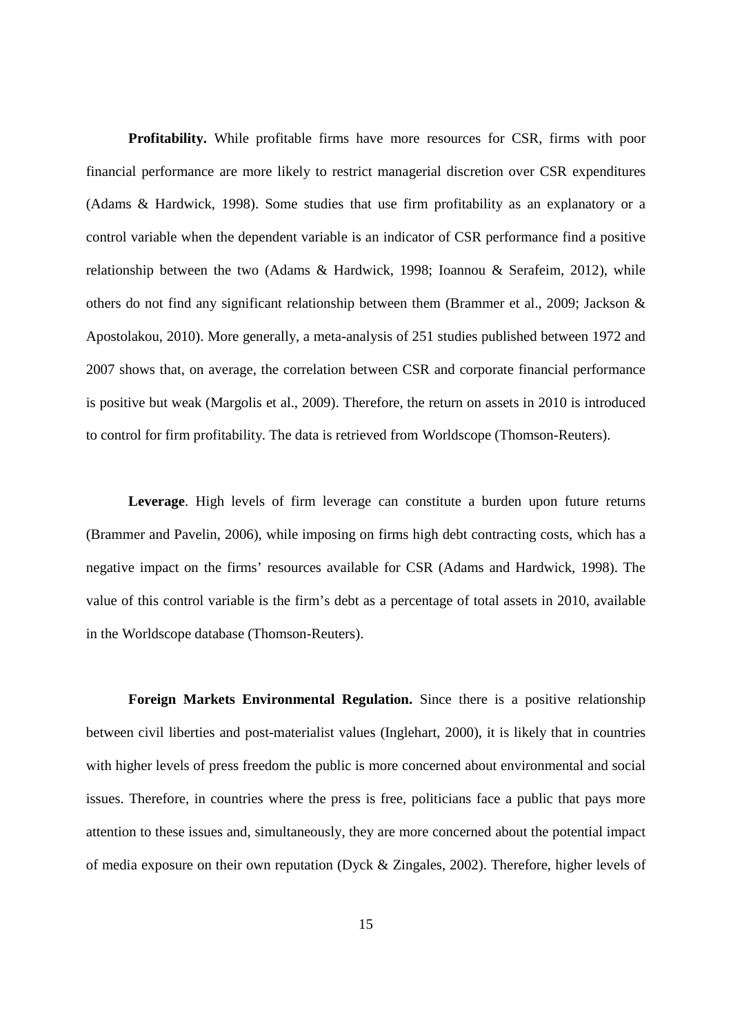**Profitability.** While profitable firms have more resources for CSR, firms with poor financial performance are more likely to restrict managerial discretion over CSR expenditures (Adams & Hardwick, 1998). Some studies that use firm profitability as an explanatory or a control variable when the dependent variable is an indicator of CSR performance find a positive relationship between the two (Adams & Hardwick, 1998; Ioannou & Serafeim, 2012), while others do not find any significant relationship between them (Brammer et al., 2009; Jackson & Apostolakou, 2010). More generally, a meta-analysis of 251 studies published between 1972 and 2007 shows that, on average, the correlation between CSR and corporate financial performance is positive but weak (Margolis et al., 2009). Therefore, the return on assets in 2010 is introduced to control for firm profitability. The data is retrieved from Worldscope (Thomson-Reuters).

**Leverage**. High levels of firm leverage can constitute a burden upon future returns (Brammer and Pavelin, 2006), while imposing on firms high debt contracting costs, which has a negative impact on the firms' resources available for CSR (Adams and Hardwick, 1998). The value of this control variable is the firm's debt as a percentage of total assets in 2010, available in the Worldscope database (Thomson-Reuters).

**Foreign Markets Environmental Regulation.** Since there is a positive relationship between civil liberties and post-materialist values (Inglehart, 2000), it is likely that in countries with higher levels of press freedom the public is more concerned about environmental and social issues. Therefore, in countries where the press is free, politicians face a public that pays more attention to these issues and, simultaneously, they are more concerned about the potential impact of media exposure on their own reputation (Dyck & Zingales, 2002). Therefore, higher levels of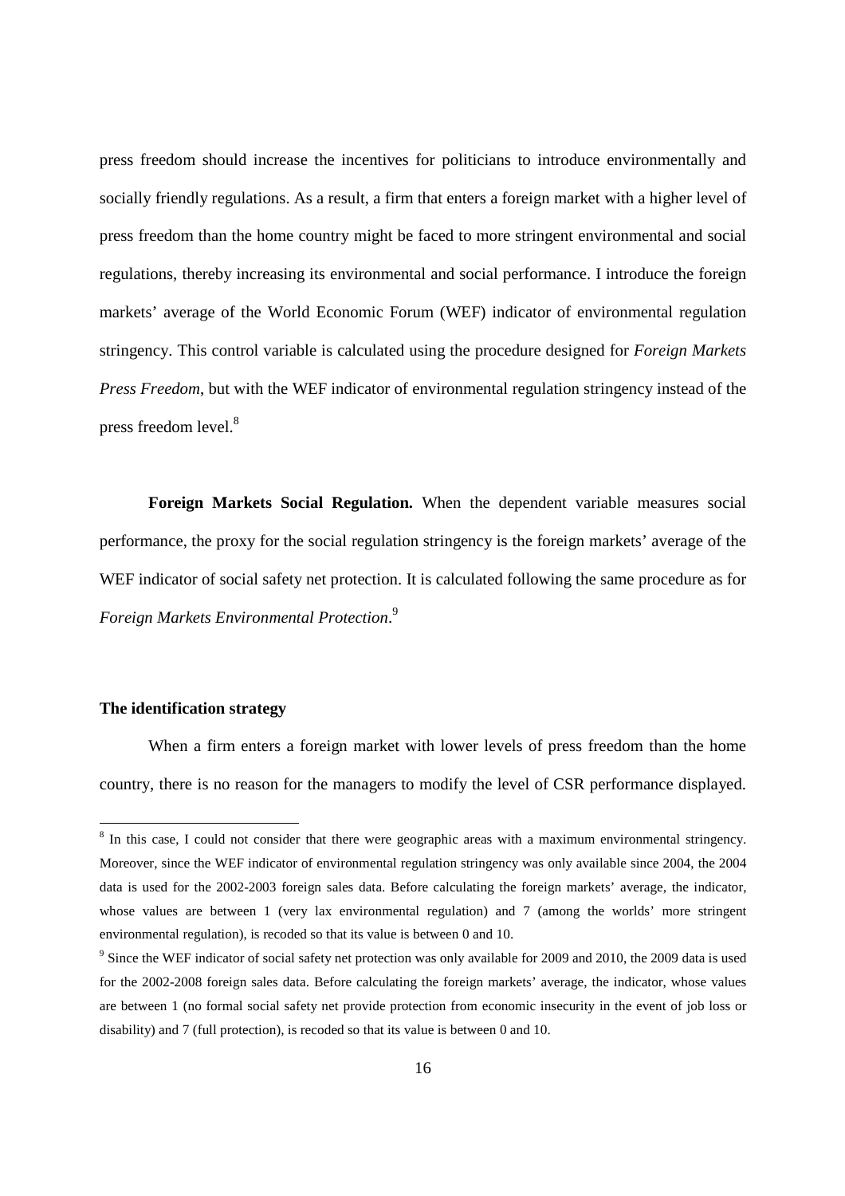press freedom should increase the incentives for politicians to introduce environmentally and socially friendly regulations. As a result, a firm that enters a foreign market with a higher level of press freedom than the home country might be faced to more stringent environmental and social regulations, thereby increasing its environmental and social performance. I introduce the foreign markets' average of the World Economic Forum (WEF) indicator of environmental regulation stringency. This control variable is calculated using the procedure designed for *Foreign Markets Press Freedom*, but with the WEF indicator of environmental regulation stringency instead of the press freedom level.[8]

**Foreign Markets Social Regulation.** When the dependent variable measures social performance, the proxy for the social regulation stringency is the foreign markets' average of the WEF indicator of social safety net protection. It is calculated following the same procedure as for *Foreign Markets Environmental Protection*.[9]

**The identification strategy**

When a firm enters a foreign market with lower levels of press freedom than the home country, there is no reason for the managers to modify the level of CSR performance displayed.

[8] In this case, I could not consider that there were geographic areas with a maximum environmental stringency. Moreover, since the WEF indicator of environmental regulation stringency was only available since 2004, the 2004 data is used for the 2002-2003 foreign sales data. Before calculating the foreign markets' average, the indicator, whose values are between 1 (very lax environmental regulation) and 7 (among the worlds' more stringent environmental regulation), is recoded so that its value is between 0 and 10.

[9] Since the WEF indicator of social safety net protection was only available for 2009 and 2010, the 2009 data is used for the 2002-2008 foreign sales data. Before calculating the foreign markets' average, the indicator, whose values are between 1 (no formal social safety net provide protection from economic insecurity in the event of job loss or disability) and 7 (full protection), is recoded so that its value is between 0 and 10.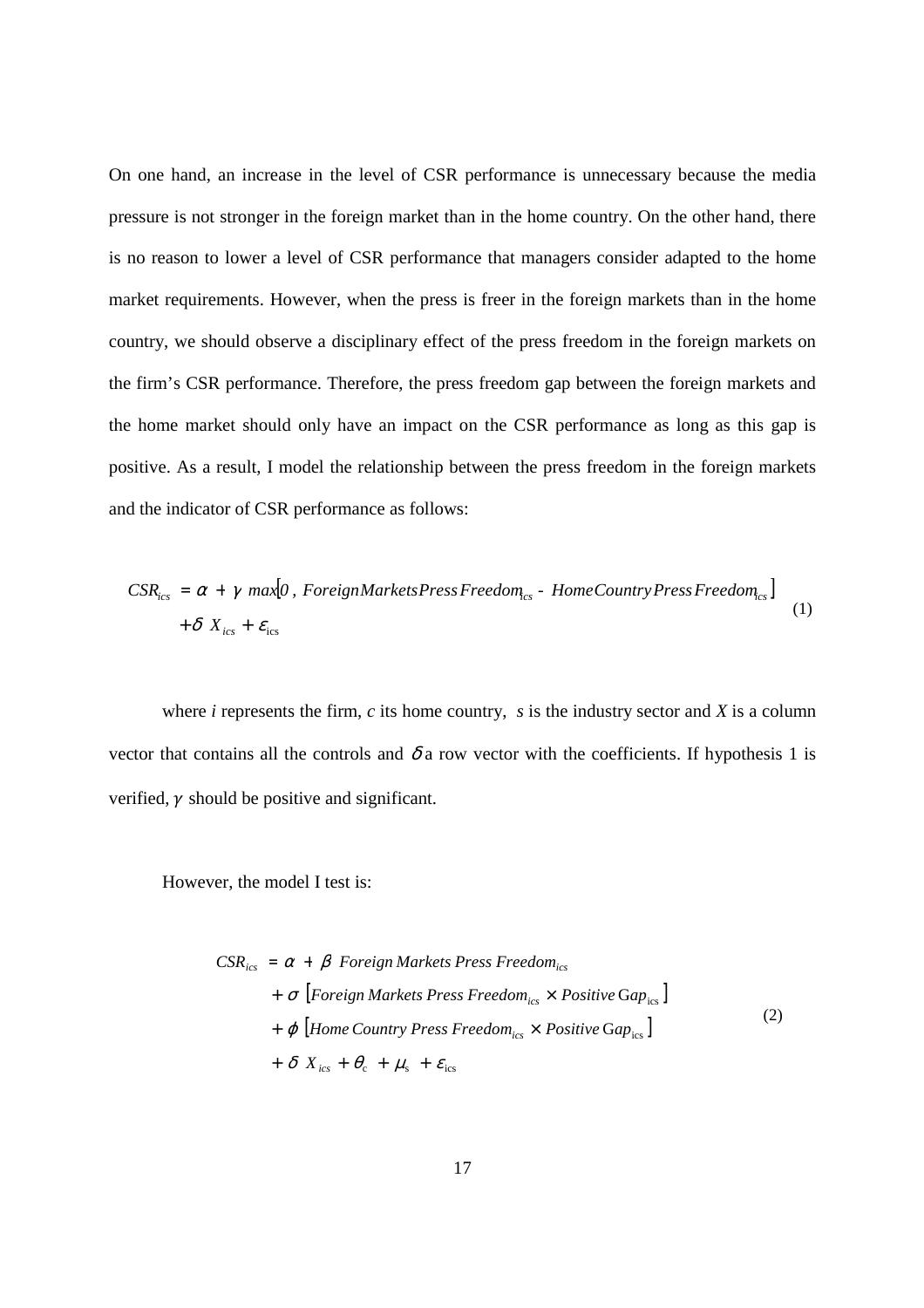On one hand, an increase in the level of CSR performance is unnecessary because the media pressure is not stronger in the foreign market than in the home country. On the other hand, there is no reason to lower a level of CSR performance that managers consider adapted to the home market requirements. However, when the press is freer in the foreign markets than in the home country, we should observe a disciplinary effect of the press freedom in the foreign markets on the firm's CSR performance. Therefore, the press freedom gap between the foreign markets and the home market should only have an impact on the CSR performance as long as this gap is positive. As a result, I model the relationship between the press freedom in the foreign markets and the indicator of CSR performance as follows:

$$
\begin{aligned}
CSR_{ics} = \alpha + \gamma \; max\left[0\,,\; ForeignMarketsPressFreedom_{ics} - HomeCountryPressFreedom_{ics}\right] \\
+ \delta \; X_{ics} + \varepsilon_{ics}
\end{aligned}
\tag{1}
$$

where $i$ represents the firm, $c$ its home country, $s$ is the industry sector and $X$ is a column vector that contains all the controls and $\delta$ a row vector with the coefficients. If hypothesis 1 is verified, $\gamma$ should be positive and significant.

However, the model I test is:

$$
\begin{aligned}
CSR_{ics} = \alpha &+ \beta \; Foreign\; Markets\; Press\; Freedom_{ics} \\
&+ \sigma \left[Foreign\; Markets\; Press\; Freedom_{ics} \times Positive\; Gap_{ics}\right] \\
&+ \phi \left[Home\; Country\; Press\; Freedom_{ics} \times Positive\; Gap_{ics}\right] \\
&+ \delta \; X_{ics} + \theta_{c} + \mu_{s} + \varepsilon_{ics}
\end{aligned}
\tag{2}
$$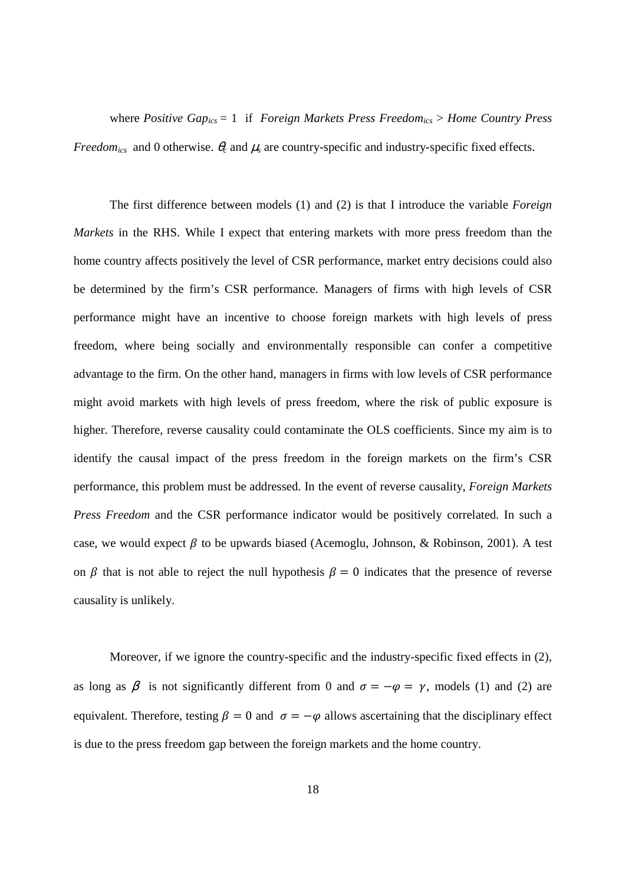where *Positive Gap*$_{ics}$ = 1 if *Foreign Markets Press Freedom*$_{ics}$ > *Home Country Press Freedom*$_{ics}$ and 0 otherwise. $\theta_c$ and $\mu_s$ are country-specific and industry-specific fixed effects.

The first difference between models (1) and (2) is that I introduce the variable *Foreign Markets* in the RHS. While I expect that entering markets with more press freedom than the home country affects positively the level of CSR performance, market entry decisions could also be determined by the firm's CSR performance. Managers of firms with high levels of CSR performance might have an incentive to choose foreign markets with high levels of press freedom, where being socially and environmentally responsible can confer a competitive advantage to the firm. On the other hand, managers in firms with low levels of CSR performance might avoid markets with high levels of press freedom, where the risk of public exposure is higher. Therefore, reverse causality could contaminate the OLS coefficients. Since my aim is to identify the causal impact of the press freedom in the foreign markets on the firm's CSR performance, this problem must be addressed. In the event of reverse causality, *Foreign Markets Press Freedom* and the CSR performance indicator would be positively correlated. In such a case, we would expect $\beta$ to be upwards biased (Acemoglu, Johnson, & Robinson, 2001). A test on $\beta$ that is not able to reject the null hypothesis $\beta = 0$ indicates that the presence of reverse causality is unlikely.

Moreover, if we ignore the country-specific and the industry-specific fixed effects in (2), as long as $\beta$ is not significantly different from 0 and $\sigma = -\varphi = \gamma$, models (1) and (2) are equivalent. Therefore, testing $\beta = 0$ and $\sigma = -\varphi$ allows ascertaining that the disciplinary effect is due to the press freedom gap between the foreign markets and the home country.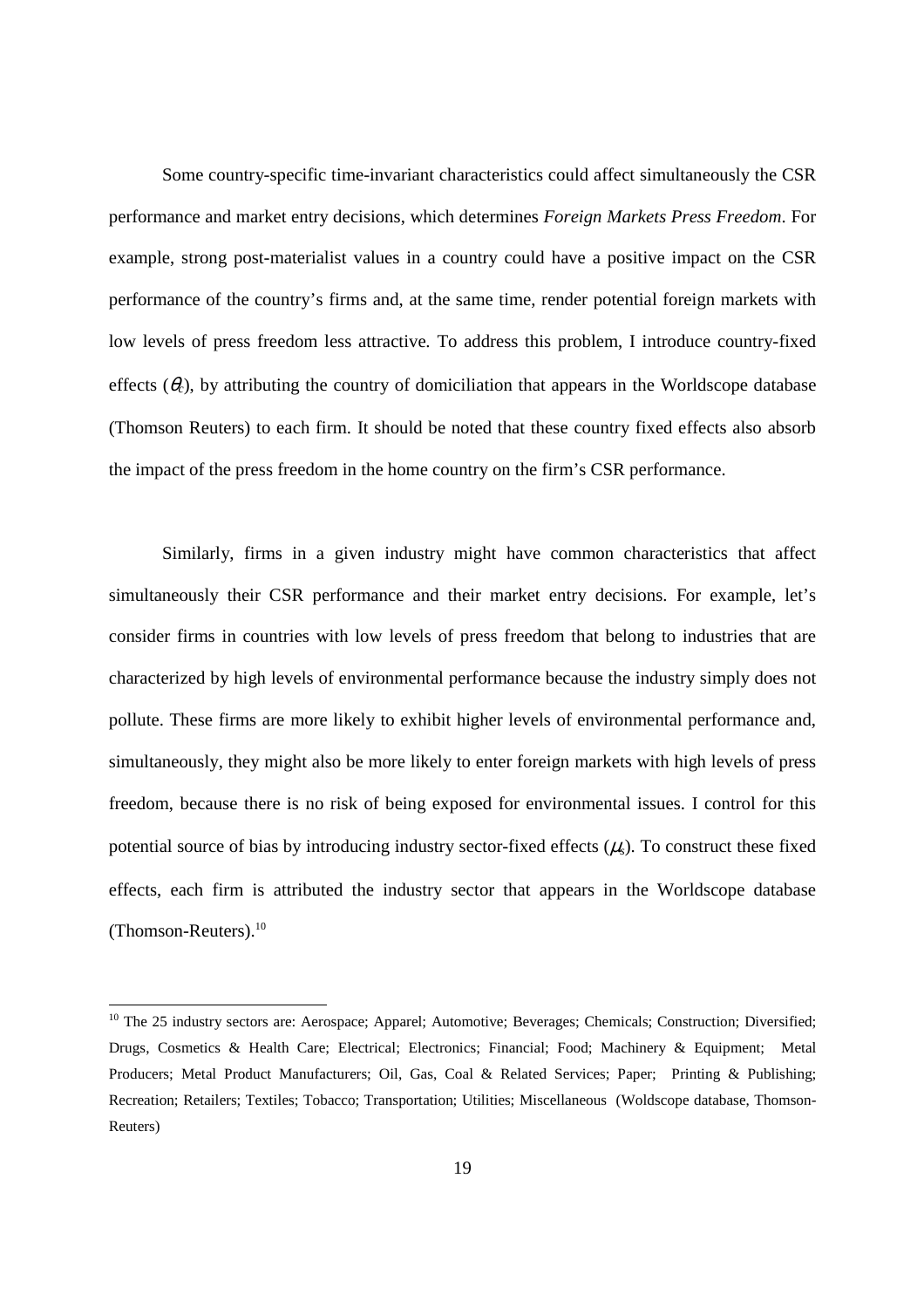Some country-specific time-invariant characteristics could affect simultaneously the CSR performance and market entry decisions, which determines *Foreign Markets Press Freedom*. For example, strong post-materialist values in a country could have a positive impact on the CSR performance of the country's firms and, at the same time, render potential foreign markets with low levels of press freedom less attractive. To address this problem, I introduce country-fixed effects ($\theta_c$), by attributing the country of domiciliation that appears in the Worldscope database (Thomson Reuters) to each firm. It should be noted that these country fixed effects also absorb the impact of the press freedom in the home country on the firm's CSR performance.

Similarly, firms in a given industry might have common characteristics that affect simultaneously their CSR performance and their market entry decisions. For example, let's consider firms in countries with low levels of press freedom that belong to industries that are characterized by high levels of environmental performance because the industry simply does not pollute. These firms are more likely to exhibit higher levels of environmental performance and, simultaneously, they might also be more likely to enter foreign markets with high levels of press freedom, because there is no risk of being exposed for environmental issues. I control for this potential source of bias by introducing industry sector-fixed effects ($\mu_s$). To construct these fixed effects, each firm is attributed the industry sector that appears in the Worldscope database (Thomson-Reuters).[10]

[10] The 25 industry sectors are: Aerospace; Apparel; Automotive; Beverages; Chemicals; Construction; Diversified; Drugs, Cosmetics & Health Care; Electrical; Electronics; Financial; Food; Machinery & Equipment; Metal Producers; Metal Product Manufacturers; Oil, Gas, Coal & Related Services; Paper; Printing & Publishing; Recreation; Retailers; Textiles; Tobacco; Transportation; Utilities; Miscellaneous (Woldscope database, Thomson-Reuters)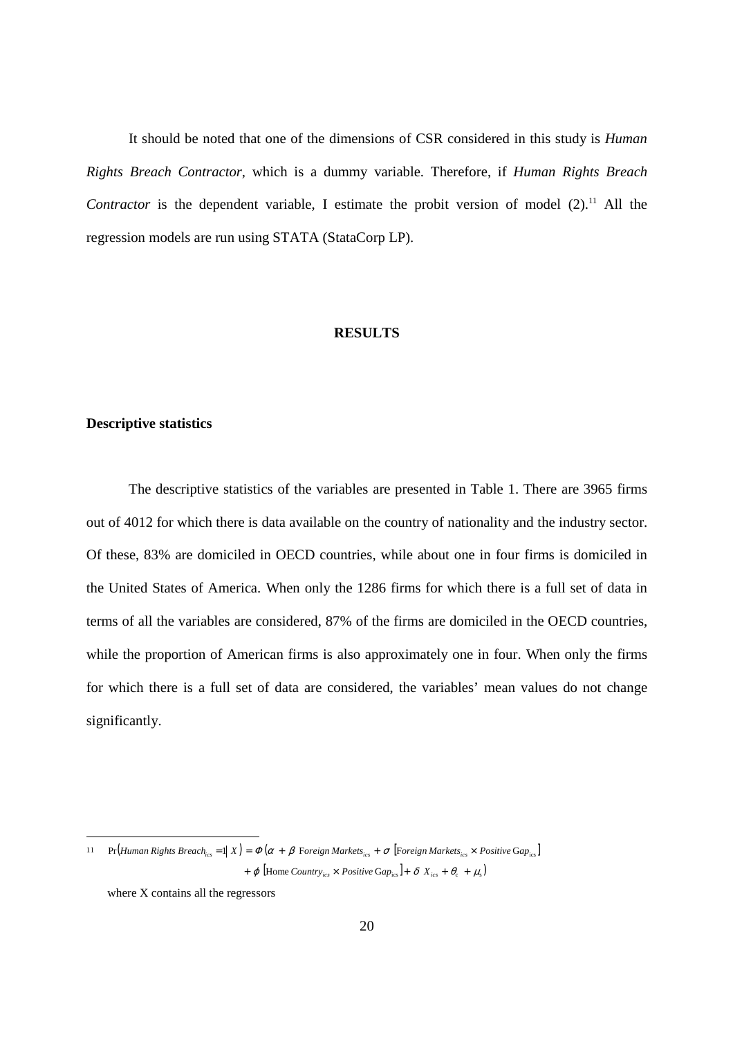It should be noted that one of the dimensions of CSR considered in this study is *Human Rights Breach Contractor*, which is a dummy variable. Therefore, if *Human Rights Breach Contractor* is the dependent variable, I estimate the probit version of model (2).[11] All the regression models are run using STATA (StataCorp LP).

## RESULTS

### Descriptive statistics

The descriptive statistics of the variables are presented in Table 1. There are 3965 firms out of 4012 for which there is data available on the country of nationality and the industry sector. Of these, 83% are domiciled in OECD countries, while about one in four firms is domiciled in the United States of America. When only the 1286 firms for which there is a full set of data in terms of all the variables are considered, 87% of the firms are domiciled in the OECD countries, while the proportion of American firms is also approximately one in four. When only the firms for which there is a full set of data are considered, the variables' mean values do not change significantly.

---

[11] $$\Pr\left(Human\ Rights\ Breach_{ics} = 1 \middle| X\right) = \Phi\left(\alpha + \beta\ Foreign\ Markets_{ics} + \sigma\left[Foreign\ Markets_{ics} \times Positive\ \text{Gap}_{ics}\right] + \varphi\left[\text{Home}\ Country_{ics} \times Positive\ \text{Gap}_{ics}\right] + \delta\ X_{ics} + \theta_c + \mu_s\right)$$

where X contains all the regressors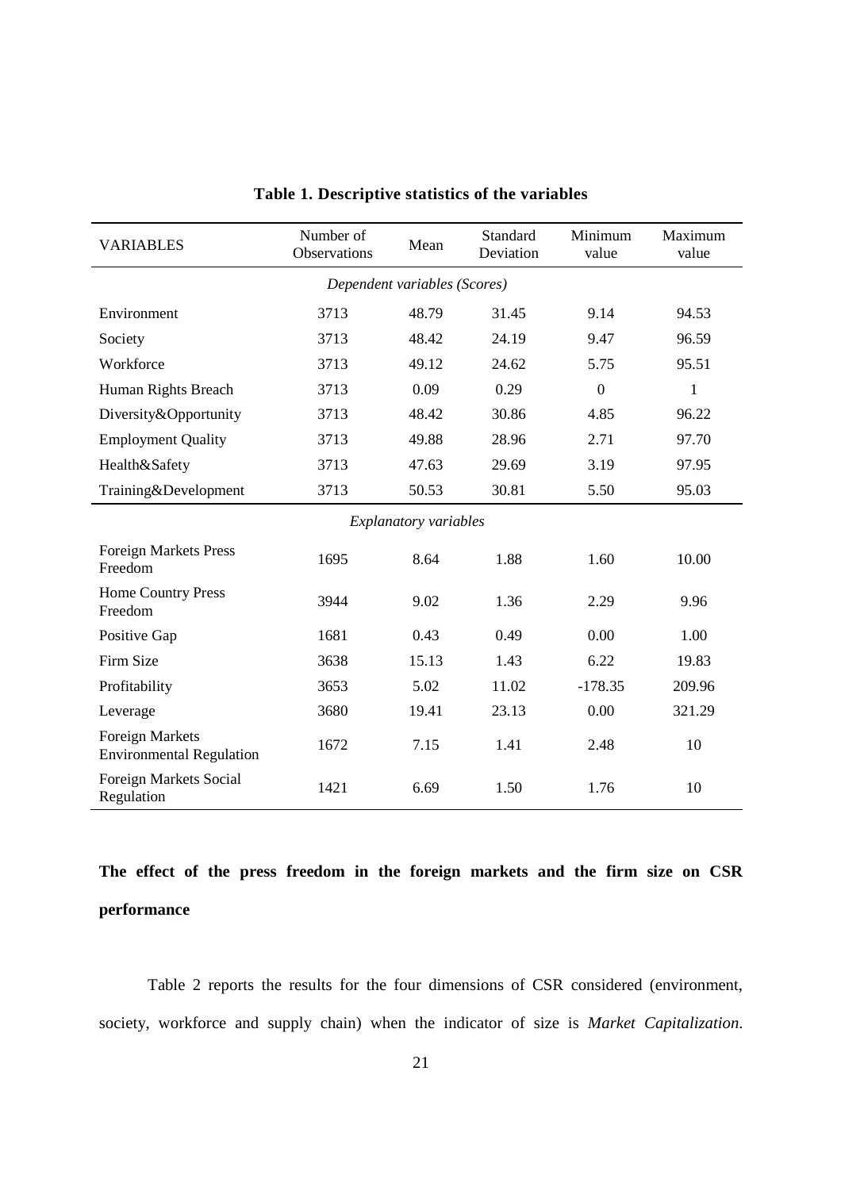**Table 1. Descriptive statistics of the variables**

| VARIABLES | Number of Observations | Mean | Standard Deviation | Minimum value | Maximum value |
|---|---|---|---|---|---|
| *Dependent variables (Scores)* | | | | | |
| Environment | 3713 | 48.79 | 31.45 | 9.14 | 94.53 |
| Society | 3713 | 48.42 | 24.19 | 9.47 | 96.59 |
| Workforce | 3713 | 49.12 | 24.62 | 5.75 | 95.51 |
| Human Rights Breach | 3713 | 0.09 | 0.29 | 0 | 1 |
| Diversity&Opportunity | 3713 | 48.42 | 30.86 | 4.85 | 96.22 |
| Employment Quality | 3713 | 49.88 | 28.96 | 2.71 | 97.70 |
| Health&Safety | 3713 | 47.63 | 29.69 | 3.19 | 97.95 |
| Training&Development | 3713 | 50.53 | 30.81 | 5.50 | 95.03 |
| *Explanatory variables* | | | | | |
| Foreign Markets Press Freedom | 1695 | 8.64 | 1.88 | 1.60 | 10.00 |
| Home Country Press Freedom | 3944 | 9.02 | 1.36 | 2.29 | 9.96 |
| Positive Gap | 1681 | 0.43 | 0.49 | 0.00 | 1.00 |
| Firm Size | 3638 | 15.13 | 1.43 | 6.22 | 19.83 |
| Profitability | 3653 | 5.02 | 11.02 | -178.35 | 209.96 |
| Leverage | 3680 | 19.41 | 23.13 | 0.00 | 321.29 |
| Foreign Markets Environmental Regulation | 1672 | 7.15 | 1.41 | 2.48 | 10 |
| Foreign Markets Social Regulation | 1421 | 6.69 | 1.50 | 1.76 | 10 |

**The effect of the press freedom in the foreign markets and the firm size on CSR performance**

Table 2 reports the results for the four dimensions of CSR considered (environment, society, workforce and supply chain) when the indicator of size is *Market Capitalization*.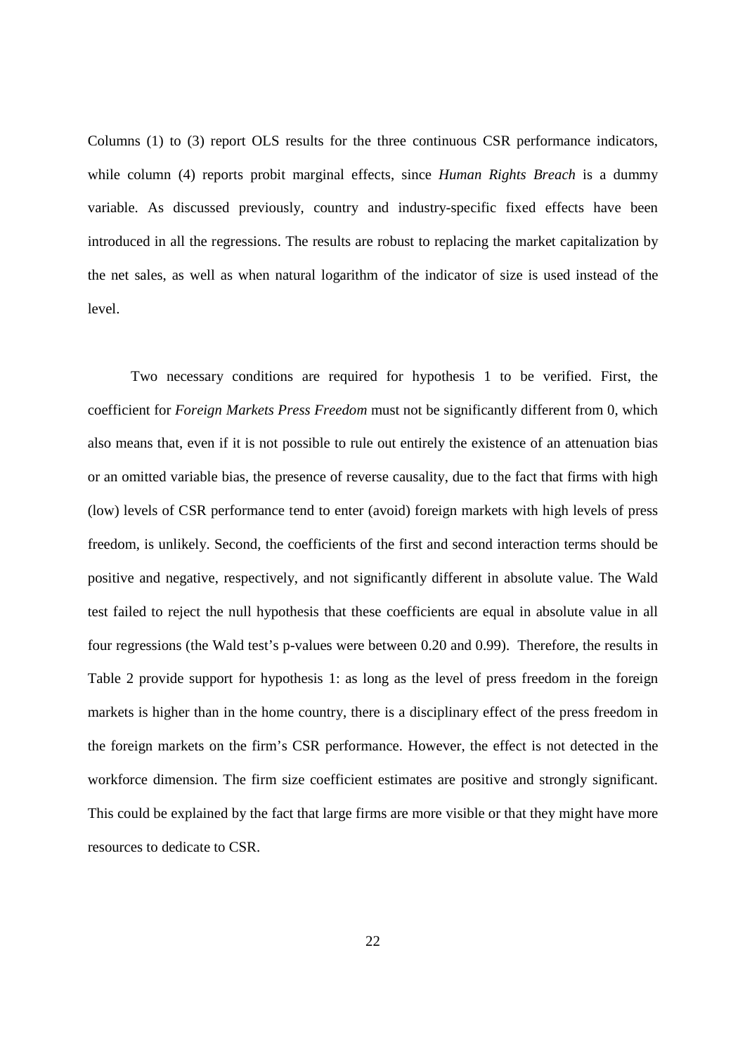Columns (1) to (3) report OLS results for the three continuous CSR performance indicators, while column (4) reports probit marginal effects, since *Human Rights Breach* is a dummy variable. As discussed previously, country and industry-specific fixed effects have been introduced in all the regressions. The results are robust to replacing the market capitalization by the net sales, as well as when natural logarithm of the indicator of size is used instead of the level.

Two necessary conditions are required for hypothesis 1 to be verified. First, the coefficient for *Foreign Markets Press Freedom* must not be significantly different from 0, which also means that, even if it is not possible to rule out entirely the existence of an attenuation bias or an omitted variable bias, the presence of reverse causality, due to the fact that firms with high (low) levels of CSR performance tend to enter (avoid) foreign markets with high levels of press freedom, is unlikely. Second, the coefficients of the first and second interaction terms should be positive and negative, respectively, and not significantly different in absolute value. The Wald test failed to reject the null hypothesis that these coefficients are equal in absolute value in all four regressions (the Wald test's p-values were between 0.20 and 0.99). Therefore, the results in Table 2 provide support for hypothesis 1: as long as the level of press freedom in the foreign markets is higher than in the home country, there is a disciplinary effect of the press freedom in the foreign markets on the firm's CSR performance. However, the effect is not detected in the workforce dimension. The firm size coefficient estimates are positive and strongly significant. This could be explained by the fact that large firms are more visible or that they might have more resources to dedicate to CSR.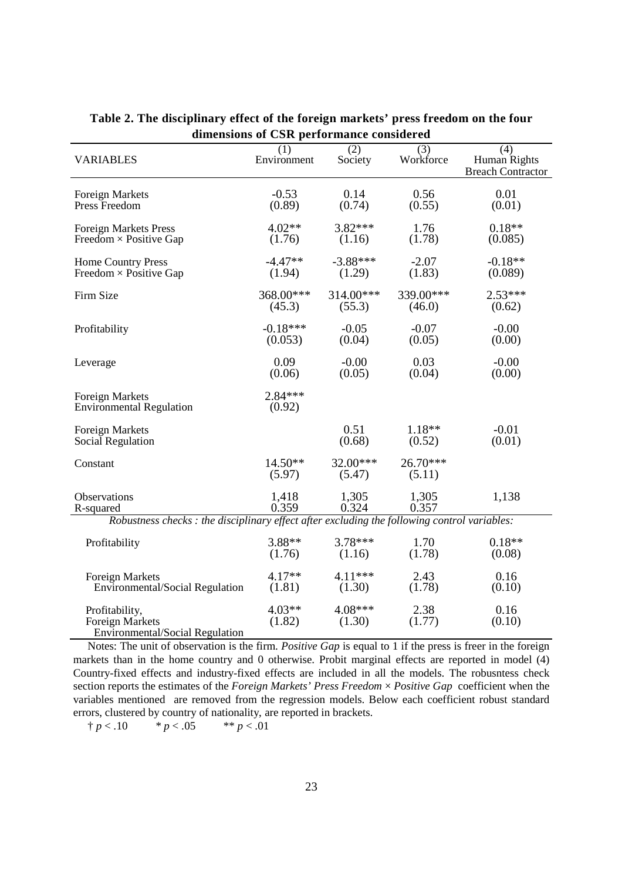**Table 2. The disciplinary effect of the foreign markets' press freedom on the four dimensions of CSR performance considered**

| VARIABLES | (1) Environment | (2) Society | (3) Workforce | (4) Human Rights Breach Contractor |
|---|---|---|---|---|
| Foreign Markets Press Freedom | -0.53 | 0.14 | 0.56 | 0.01 |
| | (0.89) | (0.74) | (0.55) | (0.01) |
| Foreign Markets Press Freedom × Positive Gap | 4.02** | 3.82*** | 1.76 | 0.18** |
| | (1.76) | (1.16) | (1.78) | (0.085) |
| Home Country Press Freedom × Positive Gap | -4.47** | -3.88*** | -2.07 | -0.18** |
| | (1.94) | (1.29) | (1.83) | (0.089) |
| Firm Size | 368.00*** | 314.00*** | 339.00*** | 2.53*** |
| | (45.3) | (55.3) | (46.0) | (0.62) |
| Profitability | -0.18*** | -0.05 | -0.07 | -0.00 |
| | (0.053) | (0.04) | (0.05) | (0.00) |
| Leverage | 0.09 | -0.00 | 0.03 | -0.00 |
| | (0.06) | (0.05) | (0.04) | (0.00) |
| Foreign Markets Environmental Regulation | 2.84*** | | | |
| | (0.92) | | | |
| Foreign Markets Social Regulation | | 0.51 | 1.18** | -0.01 |
| | | (0.68) | (0.52) | (0.01) |
| Constant | 14.50** | 32.00*** | 26.70*** | |
| | (5.97) | (5.47) | (5.11) | |
| Observations | 1,418 | 1,305 | 1,305 | 1,138 |
| R-squared | 0.359 | 0.324 | 0.357 | |
| *Robustness checks : the disciplinary effect after excluding the following control variables:* | | | | |
| Profitability | 3.88** | 3.78*** | 1.70 | 0.18** |
| | (1.76) | (1.16) | (1.78) | (0.08) |
| Foreign Markets Environmental/Social Regulation | 4.17** | 4.11*** | 2.43 | 0.16 |
| | (1.81) | (1.30) | (1.78) | (0.10) |
| Profitability, Foreign Markets Environmental/Social Regulation | 4.03** | 4.08*** | 2.38 | 0.16 |
| | (1.82) | (1.30) | (1.77) | (0.10) |

Notes: The unit of observation is the firm. *Positive Gap* is equal to 1 if the press is freer in the foreign markets than in the home country and 0 otherwise. Probit marginal effects are reported in model (4) Country-fixed effects and industry-fixed effects are included in all the models. The robusntess check section reports the estimates of the *Foreign Markets' Press Freedom × Positive Gap* coefficient when the variables mentioned are removed from the regression models. Below each coefficient robust standard errors, clustered by country of nationality, are reported in brackets.

† $p < .10$ &nbsp;&nbsp;&nbsp; * $p < .05$ &nbsp;&nbsp;&nbsp; ** $p < .01$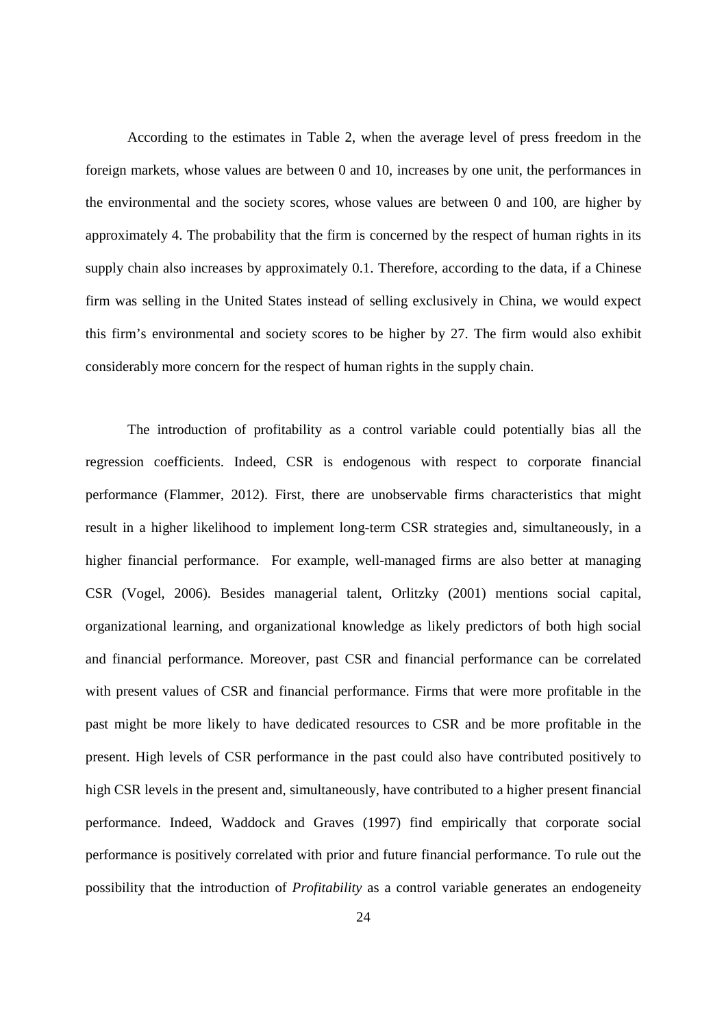According to the estimates in Table 2, when the average level of press freedom in the foreign markets, whose values are between 0 and 10, increases by one unit, the performances in the environmental and the society scores, whose values are between 0 and 100, are higher by approximately 4. The probability that the firm is concerned by the respect of human rights in its supply chain also increases by approximately 0.1. Therefore, according to the data, if a Chinese firm was selling in the United States instead of selling exclusively in China, we would expect this firm's environmental and society scores to be higher by 27. The firm would also exhibit considerably more concern for the respect of human rights in the supply chain.

The introduction of profitability as a control variable could potentially bias all the regression coefficients. Indeed, CSR is endogenous with respect to corporate financial performance (Flammer, 2012). First, there are unobservable firms characteristics that might result in a higher likelihood to implement long-term CSR strategies and, simultaneously, in a higher financial performance. For example, well-managed firms are also better at managing CSR (Vogel, 2006). Besides managerial talent, Orlitzky (2001) mentions social capital, organizational learning, and organizational knowledge as likely predictors of both high social and financial performance. Moreover, past CSR and financial performance can be correlated with present values of CSR and financial performance. Firms that were more profitable in the past might be more likely to have dedicated resources to CSR and be more profitable in the present. High levels of CSR performance in the past could also have contributed positively to high CSR levels in the present and, simultaneously, have contributed to a higher present financial performance. Indeed, Waddock and Graves (1997) find empirically that corporate social performance is positively correlated with prior and future financial performance. To rule out the possibility that the introduction of *Profitability* as a control variable generates an endogeneity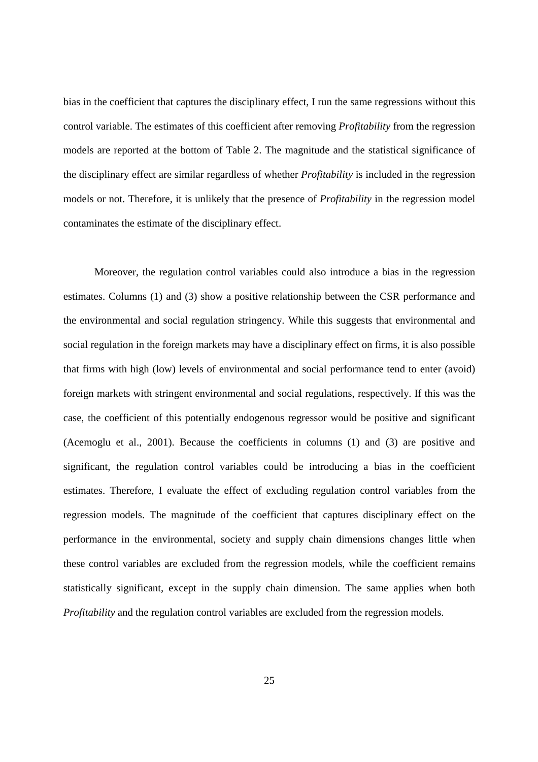bias in the coefficient that captures the disciplinary effect, I run the same regressions without this control variable. The estimates of this coefficient after removing *Profitability* from the regression models are reported at the bottom of Table 2. The magnitude and the statistical significance of the disciplinary effect are similar regardless of whether *Profitability* is included in the regression models or not. Therefore, it is unlikely that the presence of *Profitability* in the regression model contaminates the estimate of the disciplinary effect.

Moreover, the regulation control variables could also introduce a bias in the regression estimates. Columns (1) and (3) show a positive relationship between the CSR performance and the environmental and social regulation stringency. While this suggests that environmental and social regulation in the foreign markets may have a disciplinary effect on firms, it is also possible that firms with high (low) levels of environmental and social performance tend to enter (avoid) foreign markets with stringent environmental and social regulations, respectively. If this was the case, the coefficient of this potentially endogenous regressor would be positive and significant (Acemoglu et al., 2001). Because the coefficients in columns (1) and (3) are positive and significant, the regulation control variables could be introducing a bias in the coefficient estimates. Therefore, I evaluate the effect of excluding regulation control variables from the regression models. The magnitude of the coefficient that captures disciplinary effect on the performance in the environmental, society and supply chain dimensions changes little when these control variables are excluded from the regression models, while the coefficient remains statistically significant, except in the supply chain dimension. The same applies when both *Profitability* and the regulation control variables are excluded from the regression models.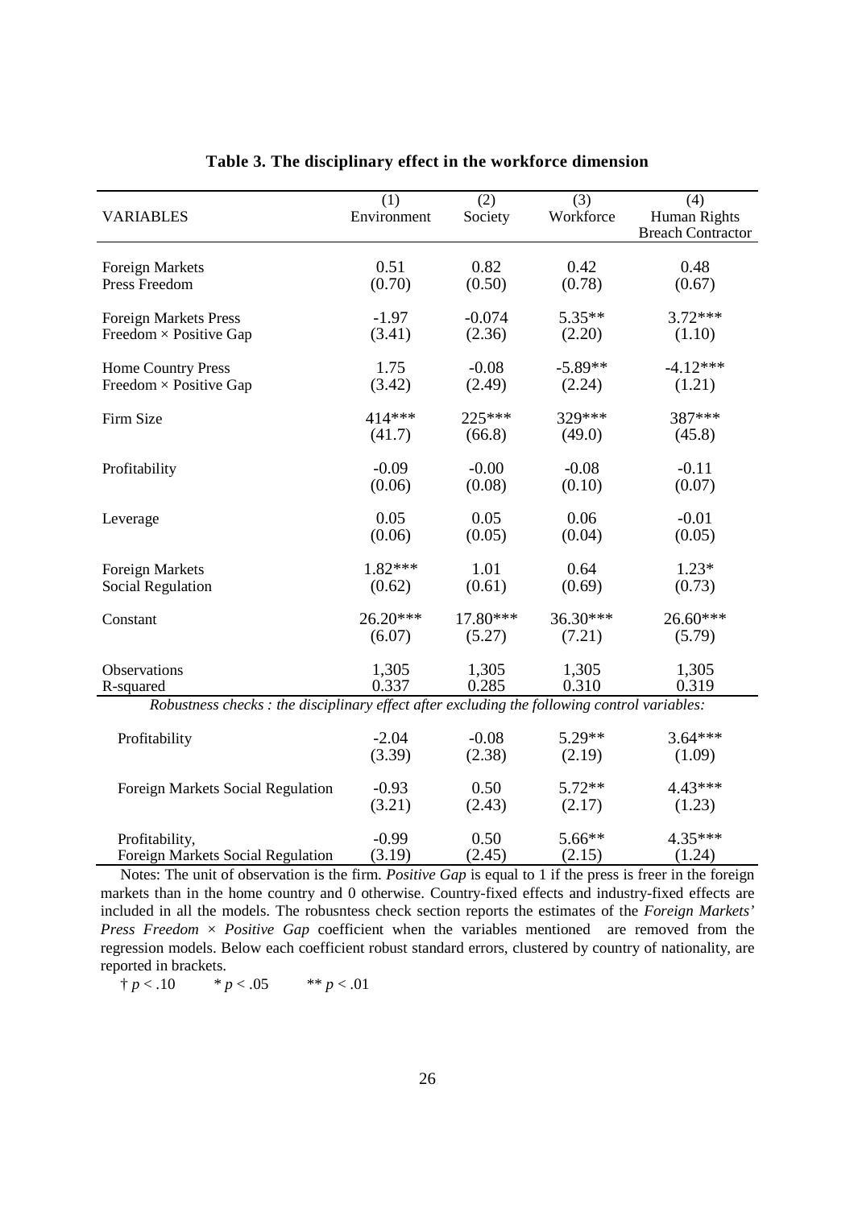**Table 3. The disciplinary effect in the workforce dimension**

| VARIABLES | (1) Environment | (2) Society | (3) Workforce | (4) Human Rights Breach Contractor |
|---|---|---|---|---|
| Foreign Markets Press Freedom | 0.51 | 0.82 | 0.42 | 0.48 |
| | (0.70) | (0.50) | (0.78) | (0.67) |
| Foreign Markets Press Freedom × Positive Gap | -1.97 | -0.074 | 5.35** | 3.72*** |
| | (3.41) | (2.36) | (2.20) | (1.10) |
| Home Country Press Freedom × Positive Gap | 1.75 | -0.08 | -5.89** | -4.12*** |
| | (3.42) | (2.49) | (2.24) | (1.21) |
| Firm Size | 414*** | 225*** | 329*** | 387*** |
| | (41.7) | (66.8) | (49.0) | (45.8) |
| Profitability | -0.09 | -0.00 | -0.08 | -0.11 |
| | (0.06) | (0.08) | (0.10) | (0.07) |
| Leverage | 0.05 | 0.05 | 0.06 | -0.01 |
| | (0.06) | (0.05) | (0.04) | (0.05) |
| Foreign Markets Social Regulation | 1.82*** | 1.01 | 0.64 | 1.23* |
| | (0.62) | (0.61) | (0.69) | (0.73) |
| Constant | 26.20*** | 17.80*** | 36.30*** | 26.60*** |
| | (6.07) | (5.27) | (7.21) | (5.79) |
| Observations | 1,305 | 1,305 | 1,305 | 1,305 |
| R-squared | 0.337 | 0.285 | 0.310 | 0.319 |
| *Robustness checks : the disciplinary effect after excluding the following control variables:* | | | | |
| Profitability | -2.04 | -0.08 | 5.29** | 3.64*** |
| | (3.39) | (2.38) | (2.19) | (1.09) |
| Foreign Markets Social Regulation | -0.93 | 0.50 | 5.72** | 4.43*** |
| | (3.21) | (2.43) | (2.17) | (1.23) |
| Profitability, Foreign Markets Social Regulation | -0.99 | 0.50 | 5.66** | 4.35*** |
| | (3.19) | (2.45) | (2.15) | (1.24) |

Notes: The unit of observation is the firm. *Positive Gap* is equal to 1 if the press is freer in the foreign markets than in the home country and 0 otherwise. Country-fixed effects and industry-fixed effects are included in all the models. The robusntess check section reports the estimates of the *Foreign Markets' Press Freedom × Positive Gap* coefficient when the variables mentioned are removed from the regression models. Below each coefficient robust standard errors, clustered by country of nationality, are reported in brackets.

† $p < .10$ &nbsp;&nbsp;&nbsp; * $p < .05$ &nbsp;&nbsp;&nbsp; ** $p < .01$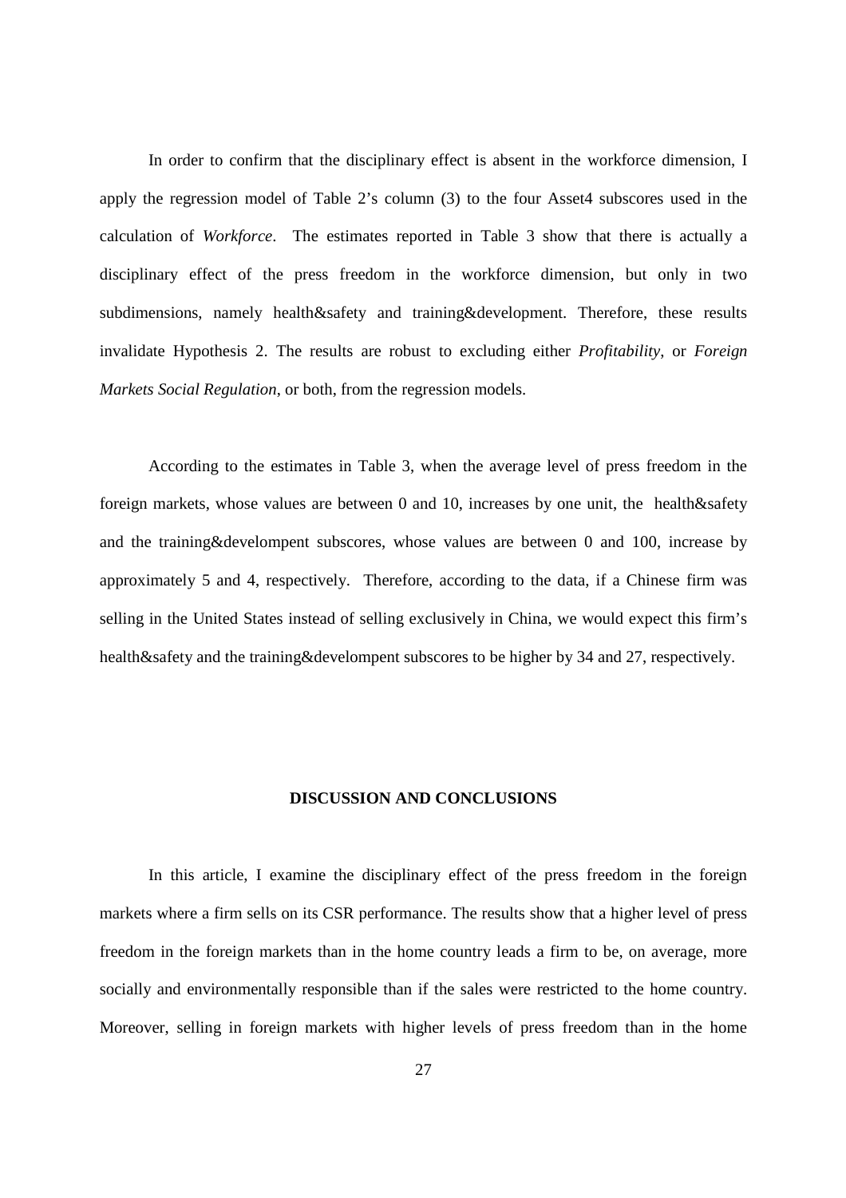In order to confirm that the disciplinary effect is absent in the workforce dimension, I apply the regression model of Table 2's column (3) to the four Asset4 subscores used in the calculation of *Workforce*. The estimates reported in Table 3 show that there is actually a disciplinary effect of the press freedom in the workforce dimension, but only in two subdimensions, namely health&safety and training&development. Therefore, these results invalidate Hypothesis 2. The results are robust to excluding either *Profitability*, or *Foreign Markets Social Regulation*, or both, from the regression models.

According to the estimates in Table 3, when the average level of press freedom in the foreign markets, whose values are between 0 and 10, increases by one unit, the health&safety and the training&developmpent subscores, whose values are between 0 and 100, increase by approximately 5 and 4, respectively. Therefore, according to the data, if a Chinese firm was selling in the United States instead of selling exclusively in China, we would expect this firm's health&safety and the training&develompent subscores to be higher by 34 and 27, respectively.

## DISCUSSION AND CONCLUSIONS

In this article, I examine the disciplinary effect of the press freedom in the foreign markets where a firm sells on its CSR performance. The results show that a higher level of press freedom in the foreign markets than in the home country leads a firm to be, on average, more socially and environmentally responsible than if the sales were restricted to the home country. Moreover, selling in foreign markets with higher levels of press freedom than in the home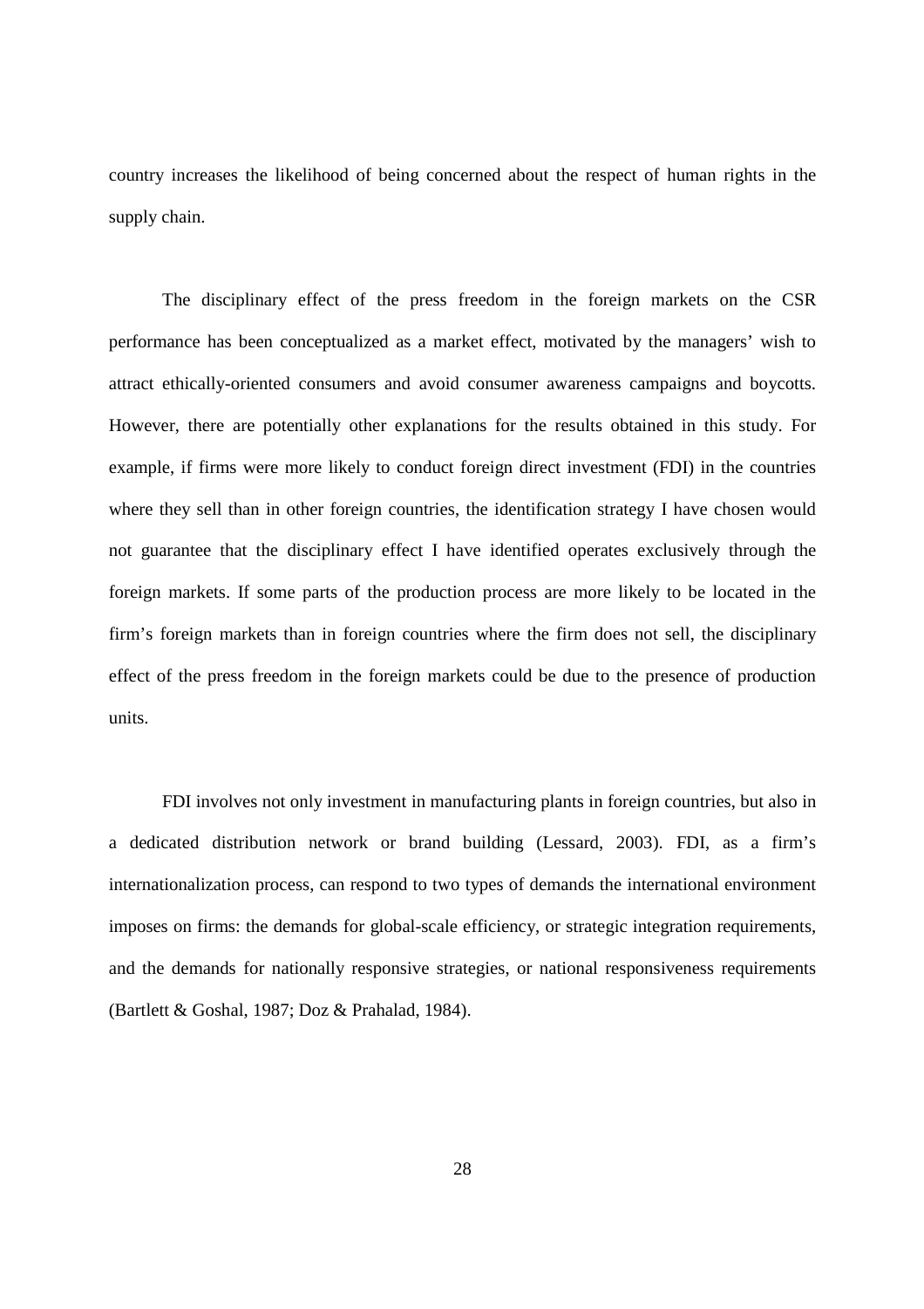country increases the likelihood of being concerned about the respect of human rights in the supply chain.

The disciplinary effect of the press freedom in the foreign markets on the CSR performance has been conceptualized as a market effect, motivated by the managers' wish to attract ethically-oriented consumers and avoid consumer awareness campaigns and boycotts. However, there are potentially other explanations for the results obtained in this study. For example, if firms were more likely to conduct foreign direct investment (FDI) in the countries where they sell than in other foreign countries, the identification strategy I have chosen would not guarantee that the disciplinary effect I have identified operates exclusively through the foreign markets. If some parts of the production process are more likely to be located in the firm's foreign markets than in foreign countries where the firm does not sell, the disciplinary effect of the press freedom in the foreign markets could be due to the presence of production units.

FDI involves not only investment in manufacturing plants in foreign countries, but also in a dedicated distribution network or brand building (Lessard, 2003). FDI, as a firm's internationalization process, can respond to two types of demands the international environment imposes on firms: the demands for global-scale efficiency, or strategic integration requirements, and the demands for nationally responsive strategies, or national responsiveness requirements (Bartlett & Goshal, 1987; Doz & Prahalad, 1984).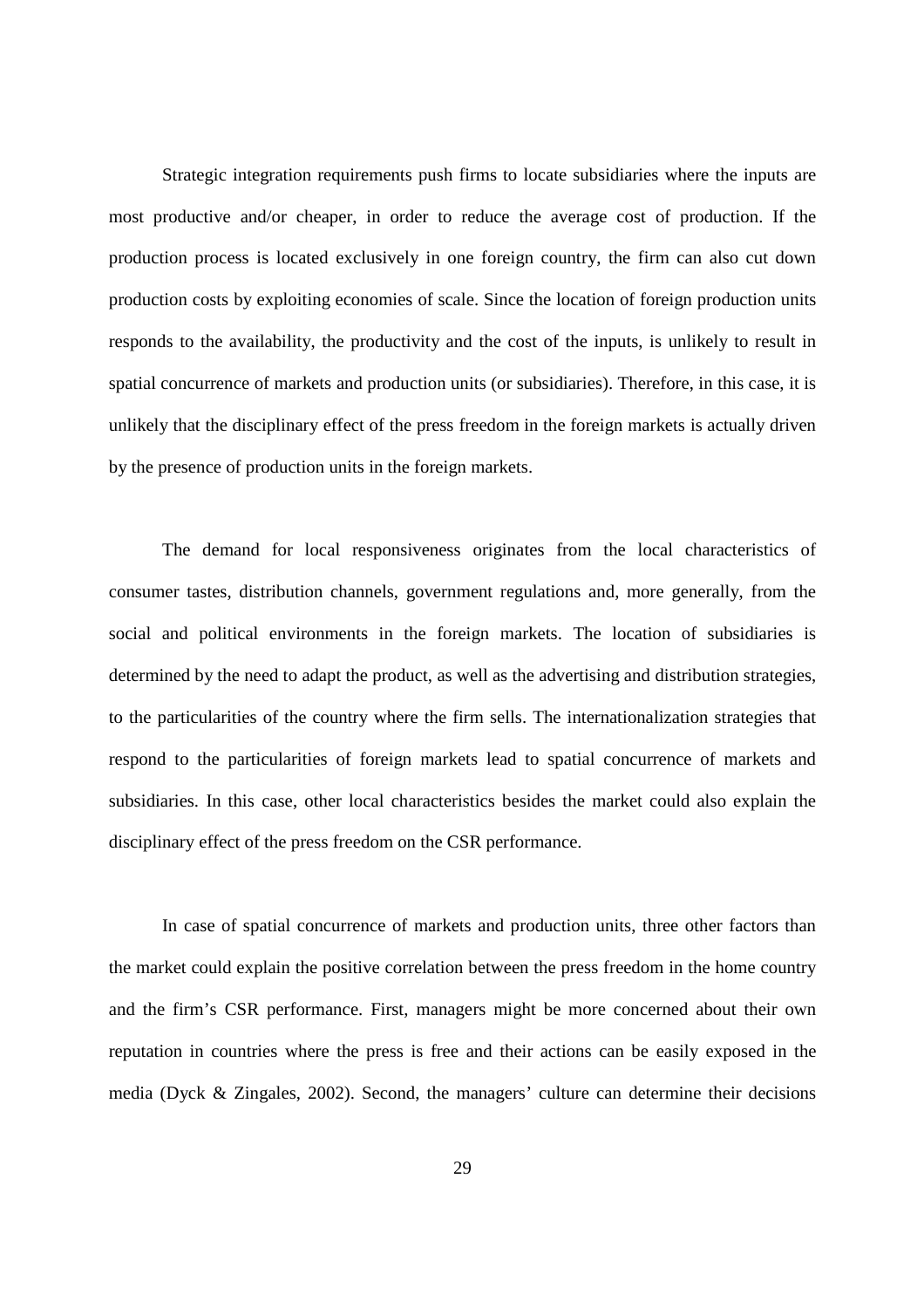Strategic integration requirements push firms to locate subsidiaries where the inputs are most productive and/or cheaper, in order to reduce the average cost of production. If the production process is located exclusively in one foreign country, the firm can also cut down production costs by exploiting economies of scale. Since the location of foreign production units responds to the availability, the productivity and the cost of the inputs, is unlikely to result in spatial concurrence of markets and production units (or subsidiaries). Therefore, in this case, it is unlikely that the disciplinary effect of the press freedom in the foreign markets is actually driven by the presence of production units in the foreign markets.

The demand for local responsiveness originates from the local characteristics of consumer tastes, distribution channels, government regulations and, more generally, from the social and political environments in the foreign markets. The location of subsidiaries is determined by the need to adapt the product, as well as the advertising and distribution strategies, to the particularities of the country where the firm sells. The internationalization strategies that respond to the particularities of foreign markets lead to spatial concurrence of markets and subsidiaries. In this case, other local characteristics besides the market could also explain the disciplinary effect of the press freedom on the CSR performance.

In case of spatial concurrence of markets and production units, three other factors than the market could explain the positive correlation between the press freedom in the home country and the firm's CSR performance. First, managers might be more concerned about their own reputation in countries where the press is free and their actions can be easily exposed in the media (Dyck & Zingales, 2002). Second, the managers' culture can determine their decisions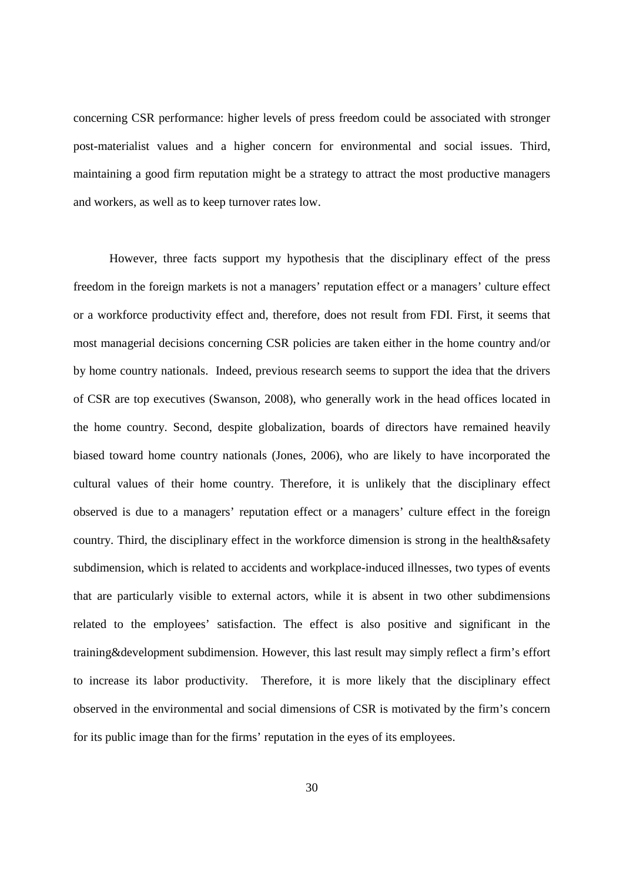concerning CSR performance: higher levels of press freedom could be associated with stronger post-materialist values and a higher concern for environmental and social issues. Third, maintaining a good firm reputation might be a strategy to attract the most productive managers and workers, as well as to keep turnover rates low.

However, three facts support my hypothesis that the disciplinary effect of the press freedom in the foreign markets is not a managers' reputation effect or a managers' culture effect or a workforce productivity effect and, therefore, does not result from FDI. First, it seems that most managerial decisions concerning CSR policies are taken either in the home country and/or by home country nationals. Indeed, previous research seems to support the idea that the drivers of CSR are top executives (Swanson, 2008), who generally work in the head offices located in the home country. Second, despite globalization, boards of directors have remained heavily biased toward home country nationals (Jones, 2006), who are likely to have incorporated the cultural values of their home country. Therefore, it is unlikely that the disciplinary effect observed is due to a managers' reputation effect or a managers' culture effect in the foreign country. Third, the disciplinary effect in the workforce dimension is strong in the health&safety subdimension, which is related to accidents and workplace-induced illnesses, two types of events that are particularly visible to external actors, while it is absent in two other subdimensions related to the employees' satisfaction. The effect is also positive and significant in the training&development subdimension. However, this last result may simply reflect a firm's effort to increase its labor productivity. Therefore, it is more likely that the disciplinary effect observed in the environmental and social dimensions of CSR is motivated by the firm's concern for its public image than for the firms' reputation in the eyes of its employees.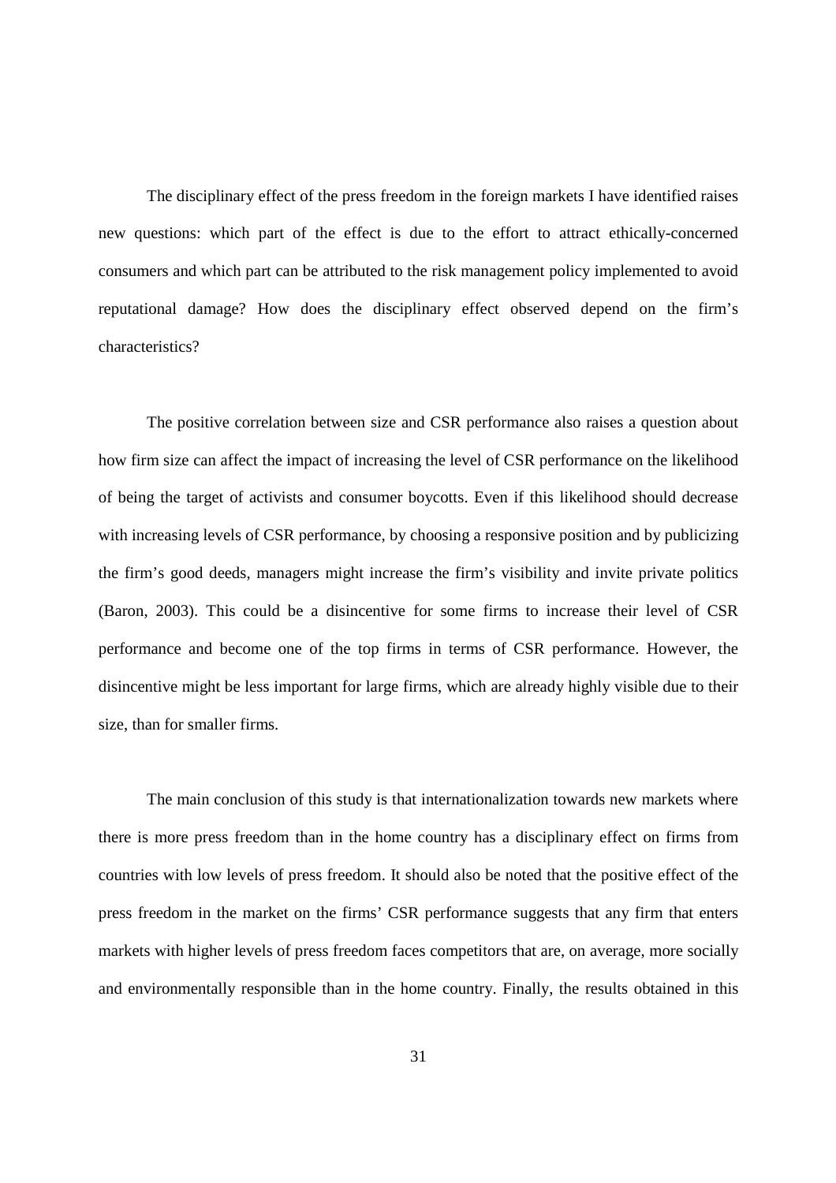The disciplinary effect of the press freedom in the foreign markets I have identified raises new questions: which part of the effect is due to the effort to attract ethically-concerned consumers and which part can be attributed to the risk management policy implemented to avoid reputational damage? How does the disciplinary effect observed depend on the firm's characteristics?

The positive correlation between size and CSR performance also raises a question about how firm size can affect the impact of increasing the level of CSR performance on the likelihood of being the target of activists and consumer boycotts. Even if this likelihood should decrease with increasing levels of CSR performance, by choosing a responsive position and by publicizing the firm's good deeds, managers might increase the firm's visibility and invite private politics (Baron, 2003). This could be a disincentive for some firms to increase their level of CSR performance and become one of the top firms in terms of CSR performance. However, the disincentive might be less important for large firms, which are already highly visible due to their size, than for smaller firms.

The main conclusion of this study is that internationalization towards new markets where there is more press freedom than in the home country has a disciplinary effect on firms from countries with low levels of press freedom. It should also be noted that the positive effect of the press freedom in the market on the firms' CSR performance suggests that any firm that enters markets with higher levels of press freedom faces competitors that are, on average, more socially and environmentally responsible than in the home country. Finally, the results obtained in this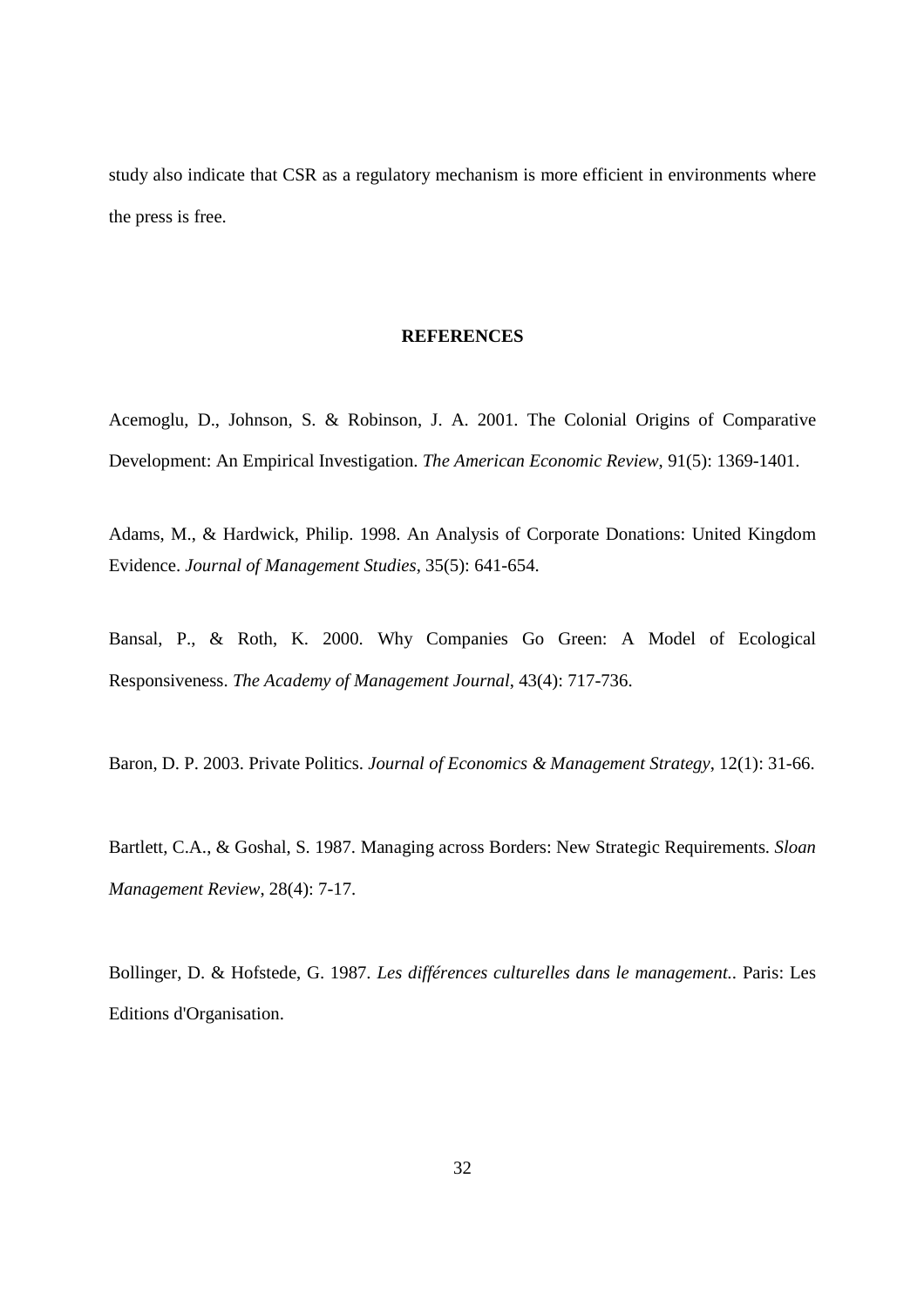study also indicate that CSR as a regulatory mechanism is more efficient in environments where the press is free.

## REFERENCES

Acemoglu, D., Johnson, S. & Robinson, J. A. 2001. The Colonial Origins of Comparative Development: An Empirical Investigation. *The American Economic Review*, 91(5): 1369-1401.

Adams, M., & Hardwick, Philip. 1998. An Analysis of Corporate Donations: United Kingdom Evidence. *Journal of Management Studies*, 35(5): 641-654.

Bansal, P., & Roth, K. 2000. Why Companies Go Green: A Model of Ecological Responsiveness. *The Academy of Management Journal*, 43(4): 717-736.

Baron, D. P. 2003. Private Politics. *Journal of Economics & Management Strategy*, 12(1): 31-66.

Bartlett, C.A., & Goshal, S. 1987. Managing across Borders: New Strategic Requirements. *Sloan Management Review*, 28(4): 7-17.

Bollinger, D. & Hofstede, G. 1987. *Les différences culturelles dans le management.*. Paris: Les Editions d'Organisation.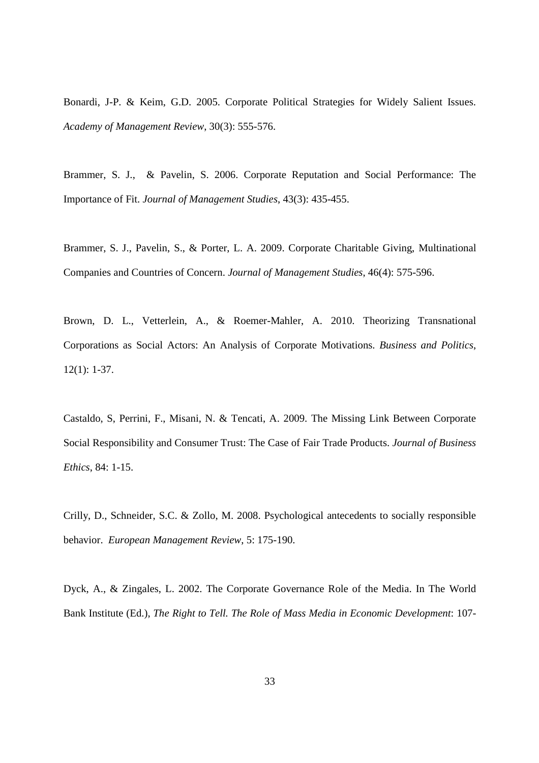Bonardi, J-P. & Keim, G.D. 2005. Corporate Political Strategies for Widely Salient Issues. *Academy of Management Review*, 30(3): 555-576.

Brammer, S. J., & Pavelin, S. 2006. Corporate Reputation and Social Performance: The Importance of Fit. *Journal of Management Studies*, 43(3): 435-455.

Brammer, S. J., Pavelin, S., & Porter, L. A. 2009. Corporate Charitable Giving, Multinational Companies and Countries of Concern. *Journal of Management Studies*, 46(4): 575-596.

Brown, D. L., Vetterlein, A., & Roemer-Mahler, A. 2010. Theorizing Transnational Corporations as Social Actors: An Analysis of Corporate Motivations. *Business and Politics*, 12(1): 1-37.

Castaldo, S, Perrini, F., Misani, N. & Tencati, A. 2009. The Missing Link Between Corporate Social Responsibility and Consumer Trust: The Case of Fair Trade Products. *Journal of Business Ethics*, 84: 1-15.

Crilly, D., Schneider, S.C. & Zollo, M. 2008. Psychological antecedents to socially responsible behavior. *European Management Review*, 5: 175-190.

Dyck, A., & Zingales, L. 2002. The Corporate Governance Role of the Media. In The World Bank Institute (Ed.), *The Right to Tell. The Role of Mass Media in Economic Development*: 107-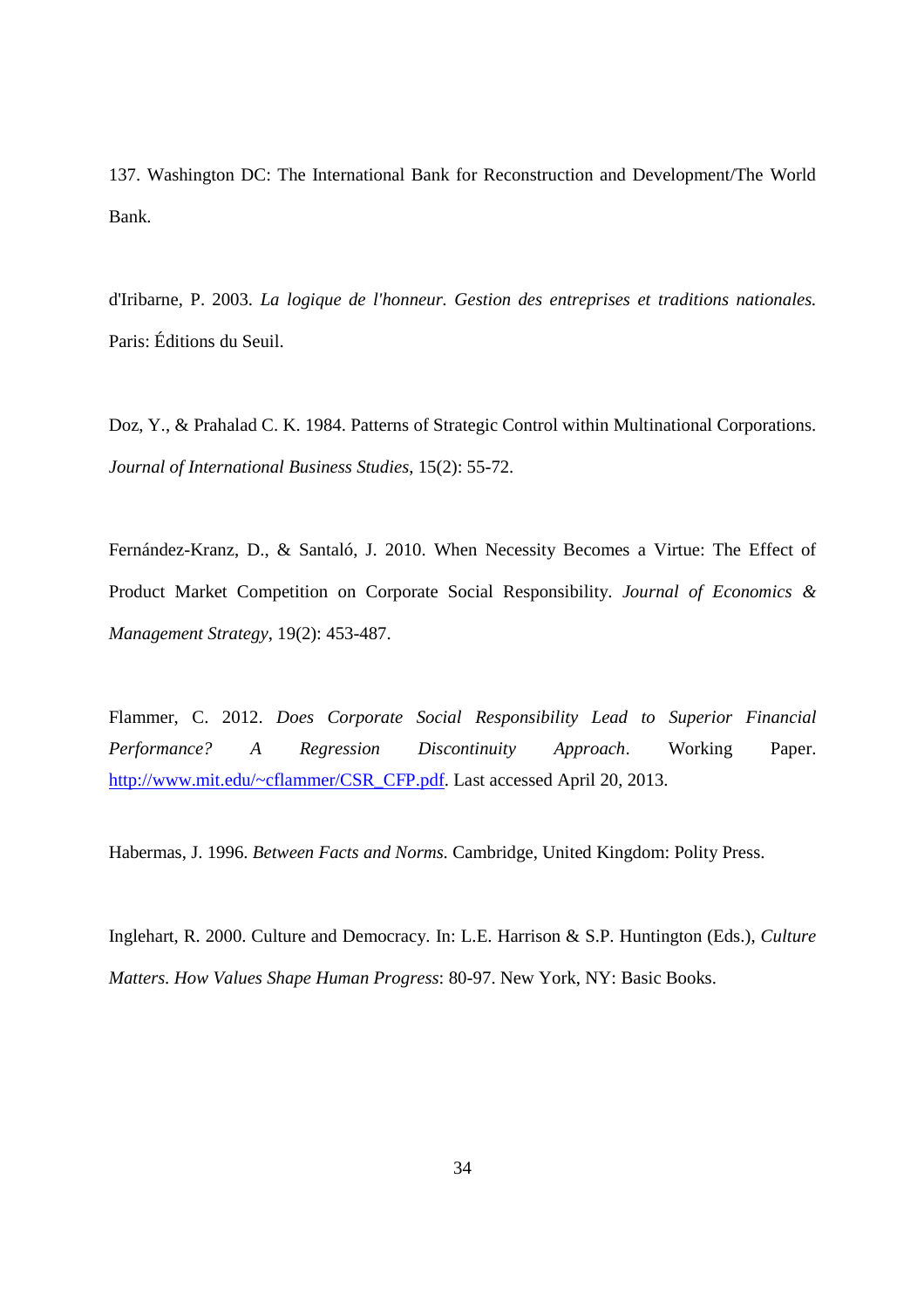137. Washington DC: The International Bank for Reconstruction and Development/The World Bank.

d'Iribarne, P. 2003. *La logique de l'honneur. Gestion des entreprises et traditions nationales.* Paris: Éditions du Seuil.

Doz, Y., & Prahalad C. K. 1984. Patterns of Strategic Control within Multinational Corporations. *Journal of International Business Studies*, 15(2): 55-72.

Fernández-Kranz, D., & Santaló, J. 2010. When Necessity Becomes a Virtue: The Effect of Product Market Competition on Corporate Social Responsibility. *Journal of Economics & Management Strategy*, 19(2): 453-487.

Flammer, C. 2012. *Does Corporate Social Responsibility Lead to Superior Financial Performance? A Regression Discontinuity Approach*. Working Paper. http://www.mit.edu/~cflammer/CSR_CFP.pdf. Last accessed April 20, 2013.

Habermas, J. 1996. *Between Facts and Norms.* Cambridge, United Kingdom: Polity Press.

Inglehart, R. 2000. Culture and Democracy. In: L.E. Harrison & S.P. Huntington (Eds.), *Culture Matters. How Values Shape Human Progress*: 80-97. New York, NY: Basic Books.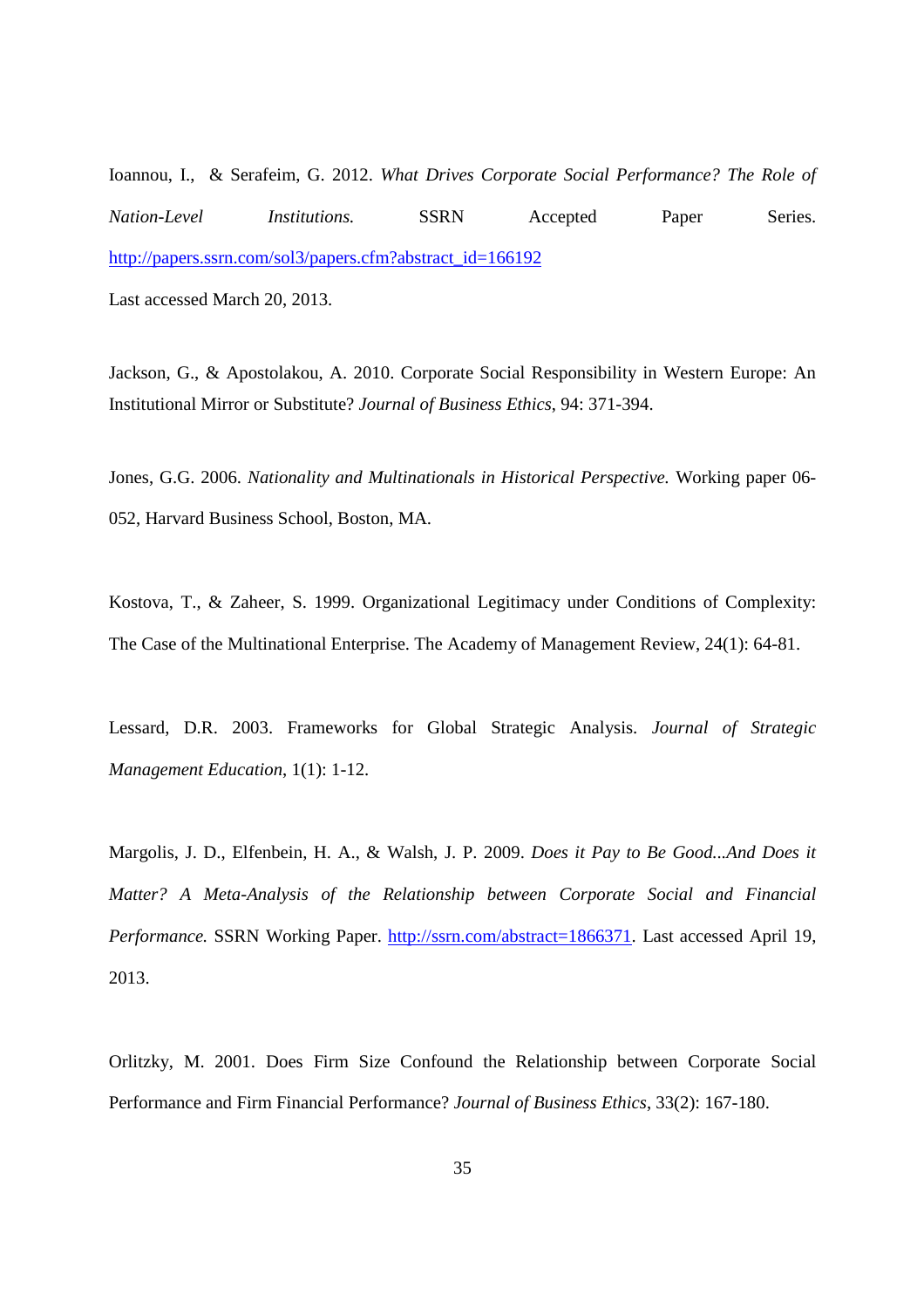Ioannou, I., & Serafeim, G. 2012. *What Drives Corporate Social Performance? The Role of Nation-Level Institutions.* SSRN Accepted Paper Series. http://papers.ssrn.com/sol3/papers.cfm?abstract_id=166192 Last accessed March 20, 2013.

Jackson, G., & Apostolakou, A. 2010. Corporate Social Responsibility in Western Europe: An Institutional Mirror or Substitute? *Journal of Business Ethics*, 94: 371-394.

Jones, G.G. 2006. *Nationality and Multinationals in Historical Perspective.* Working paper 06-052, Harvard Business School, Boston, MA.

Kostova, T., & Zaheer, S. 1999. Organizational Legitimacy under Conditions of Complexity: The Case of the Multinational Enterprise. The Academy of Management Review, 24(1): 64-81.

Lessard, D.R. 2003. Frameworks for Global Strategic Analysis. *Journal of Strategic Management Education*, 1(1): 1-12.

Margolis, J. D., Elfenbein, H. A., & Walsh, J. P. 2009. *Does it Pay to Be Good...And Does it Matter? A Meta-Analysis of the Relationship between Corporate Social and Financial Performance.* SSRN Working Paper. http://ssrn.com/abstract=1866371. Last accessed April 19, 2013.

Orlitzky, M. 2001. Does Firm Size Confound the Relationship between Corporate Social Performance and Firm Financial Performance? *Journal of Business Ethics*, 33(2): 167-180.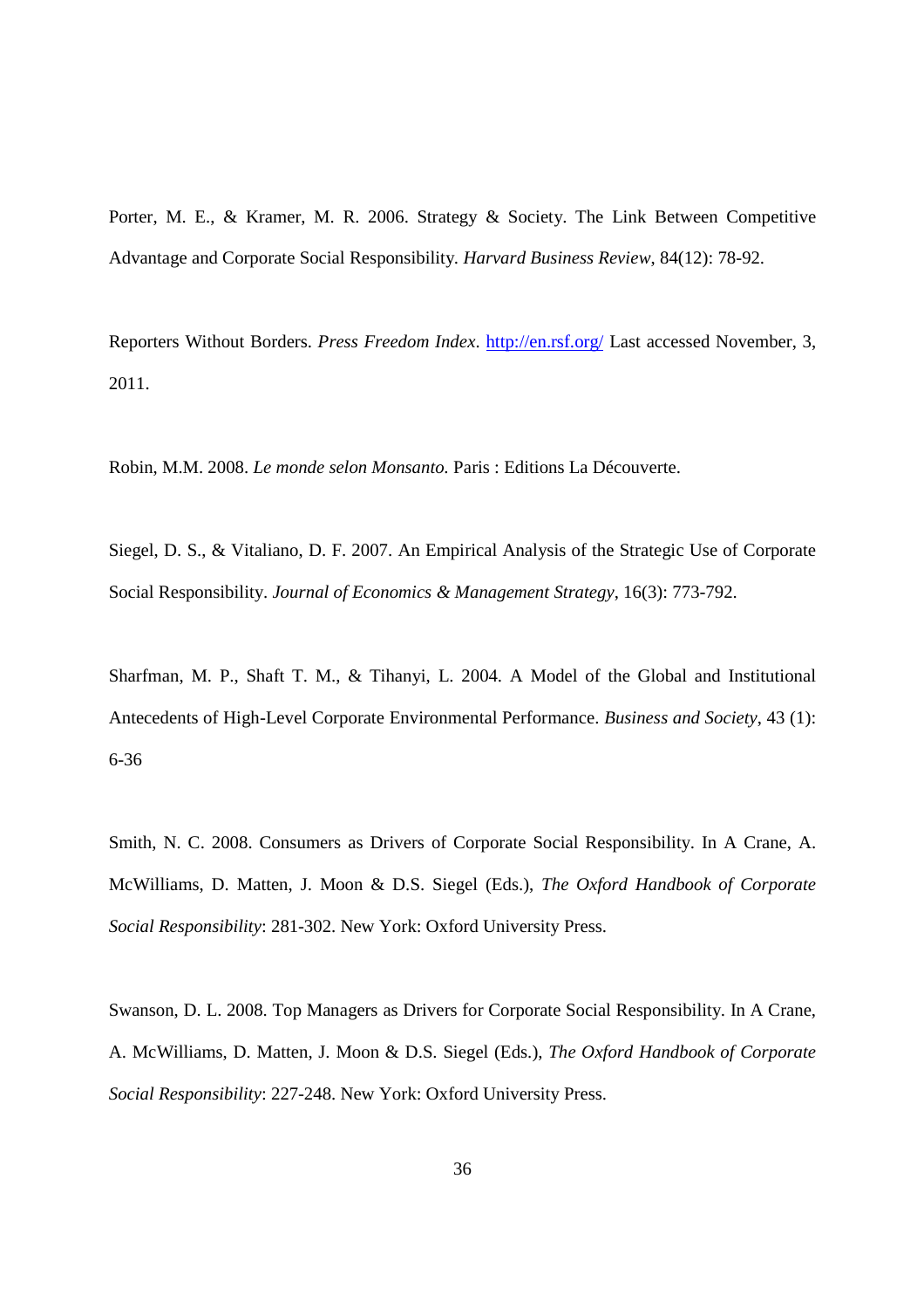Porter, M. E., & Kramer, M. R. 2006. Strategy & Society. The Link Between Competitive Advantage and Corporate Social Responsibility. *Harvard Business Review*, 84(12): 78-92.

Reporters Without Borders. *Press Freedom Index*. http://en.rsf.org/ Last accessed November, 3, 2011.

Robin, M.M. 2008. *Le monde selon Monsanto.* Paris : Editions La Découverte.

Siegel, D. S., & Vitaliano, D. F. 2007. An Empirical Analysis of the Strategic Use of Corporate Social Responsibility. *Journal of Economics & Management Strategy*, 16(3): 773-792.

Sharfman, M. P., Shaft T. M., & Tihanyi, L. 2004. A Model of the Global and Institutional Antecedents of High-Level Corporate Environmental Performance. *Business and Society*, 43 (1): 6-36

Smith, N. C. 2008. Consumers as Drivers of Corporate Social Responsibility. In A Crane, A. McWilliams, D. Matten, J. Moon & D.S. Siegel (Eds.), *The Oxford Handbook of Corporate Social Responsibility*: 281-302. New York: Oxford University Press.

Swanson, D. L. 2008. Top Managers as Drivers for Corporate Social Responsibility. In A Crane, A. McWilliams, D. Matten, J. Moon & D.S. Siegel (Eds.), *The Oxford Handbook of Corporate Social Responsibility*: 227-248. New York: Oxford University Press.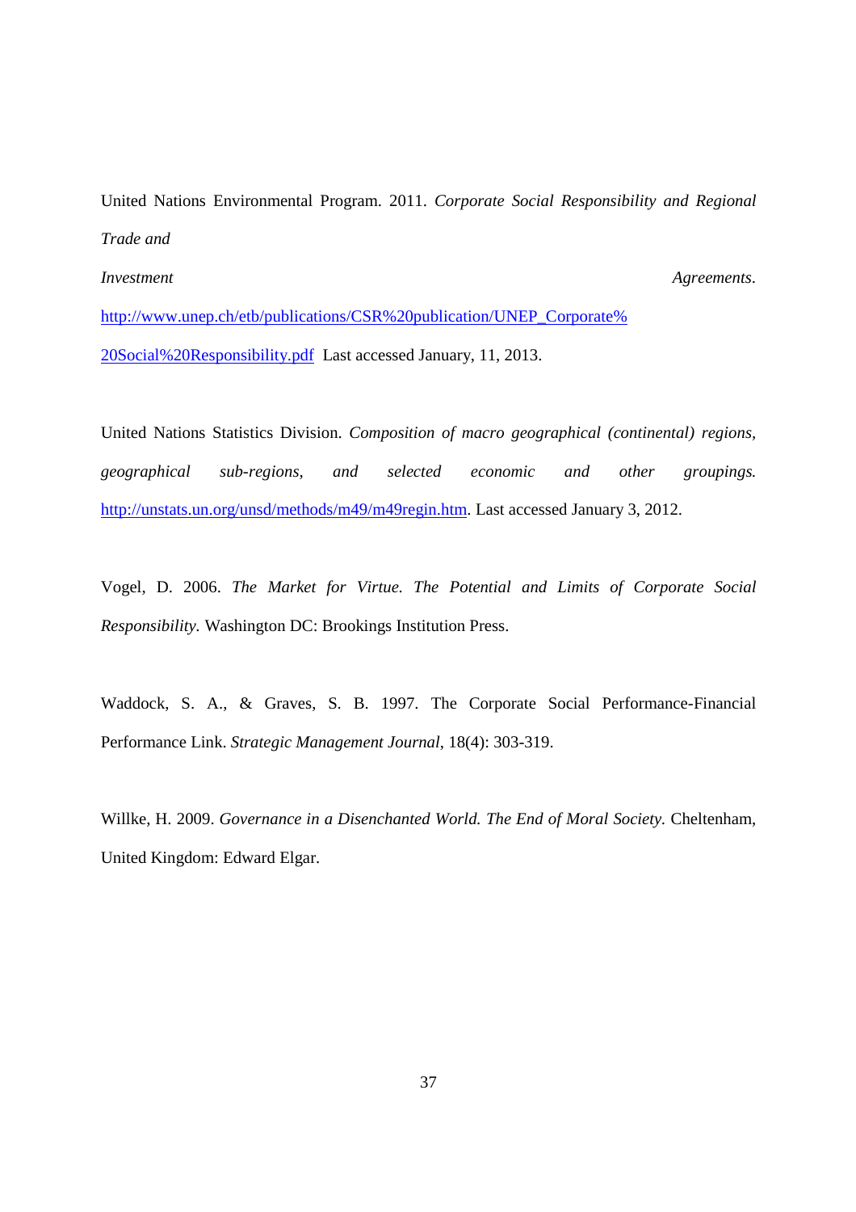United Nations Environmental Program. 2011. *Corporate Social Responsibility and Regional Trade and Investment Agreements*. http://www.unep.ch/etb/publications/CSR%20publication/UNEP_Corporate%20Social%20Responsibility.pdf Last accessed January, 11, 2013.

United Nations Statistics Division. *Composition of macro geographical (continental) regions, geographical sub-regions, and selected economic and other groupings.* http://unstats.un.org/unsd/methods/m49/m49regin.htm. Last accessed January 3, 2012.

Vogel, D. 2006. *The Market for Virtue. The Potential and Limits of Corporate Social Responsibility.* Washington DC: Brookings Institution Press.

Waddock, S. A., & Graves, S. B. 1997. The Corporate Social Performance-Financial Performance Link. *Strategic Management Journal*, 18(4): 303-319.

Willke, H. 2009. *Governance in a Disenchanted World. The End of Moral Society.* Cheltenham, United Kingdom: Edward Elgar.